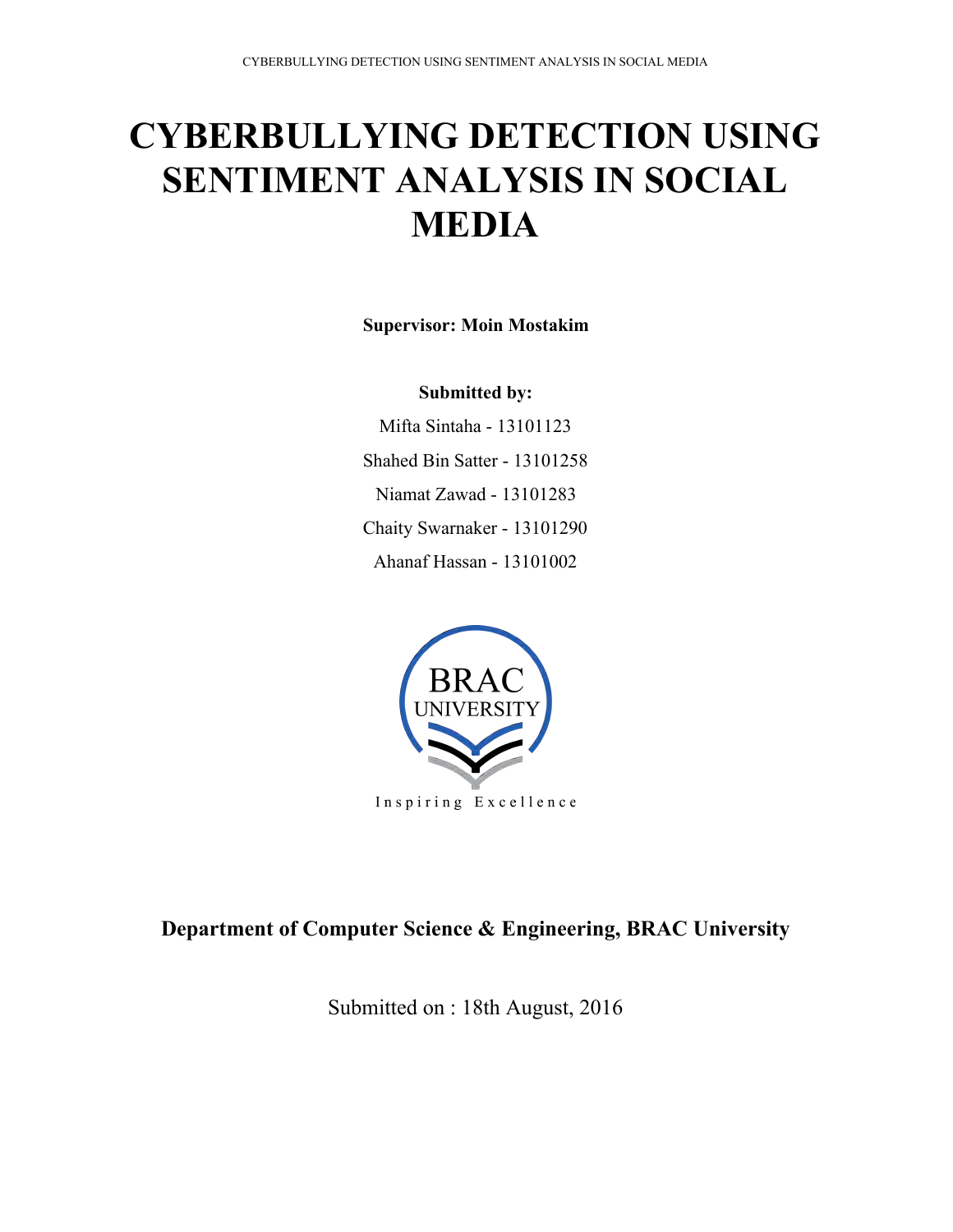# CYBERBULLYING DETECTION USING SENTIMENT ANALYSIS IN SOCIAL MEDIA

**Supervisor: Moin Mostakim**

**Submitted by:**

Mifta Sintaha - 13101123

Shahed Bin Satter - 13101258

Niamat Zawad - 13101283

Chaity Swarnaker - 13101290

Ahanaf Hassan - 13101002

BRAC UNIVERSITY

Inspiring Excellence

**Department of Computer Science & Engineering, BRAC University**

Submitted on : 18th August, 2016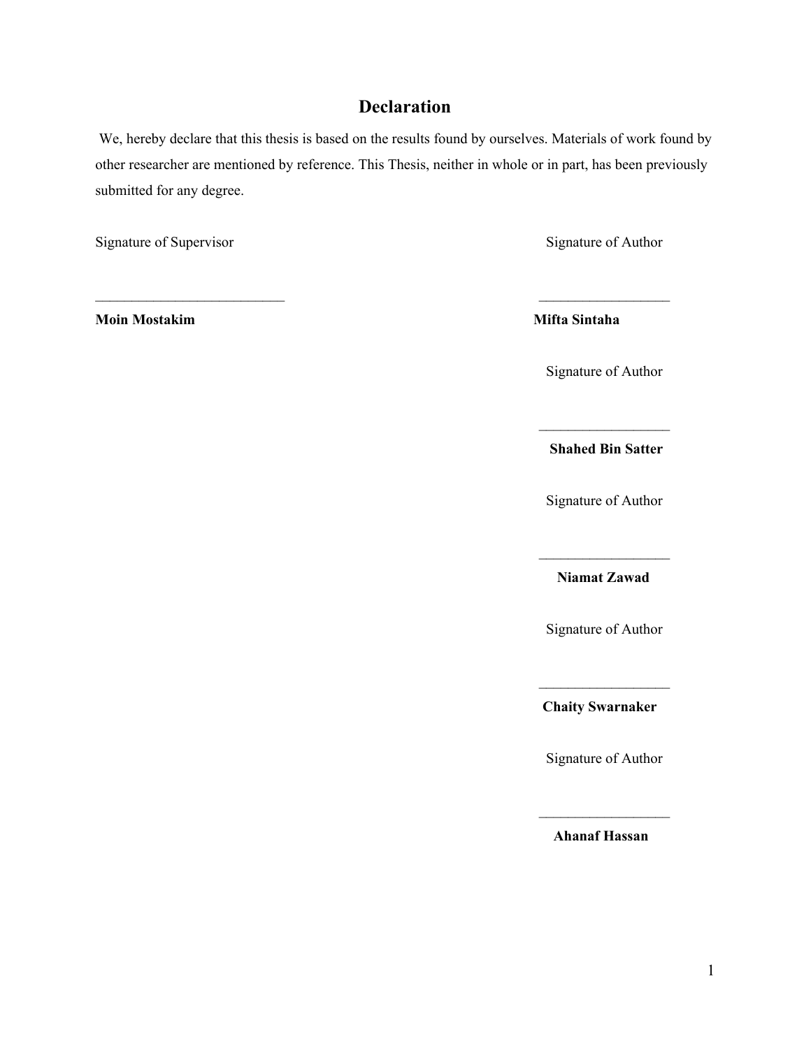# Declaration

We, hereby declare that this thesis is based on the results found by ourselves. Materials of work found by other researcher are mentioned by reference. This Thesis, neither in whole or in part, has been previously submitted for any degree.

Signature of Supervisor

___________________________

**Moin Mostakim**

Signature of Author

__________________

**Mifta Sintaha**

Signature of Author

__________________

**Shahed Bin Satter**

Signature of Author

__________________

**Niamat Zawad**

Signature of Author

__________________

**Chaity Swarnaker**

Signature of Author

__________________

**Ahanaf Hassan**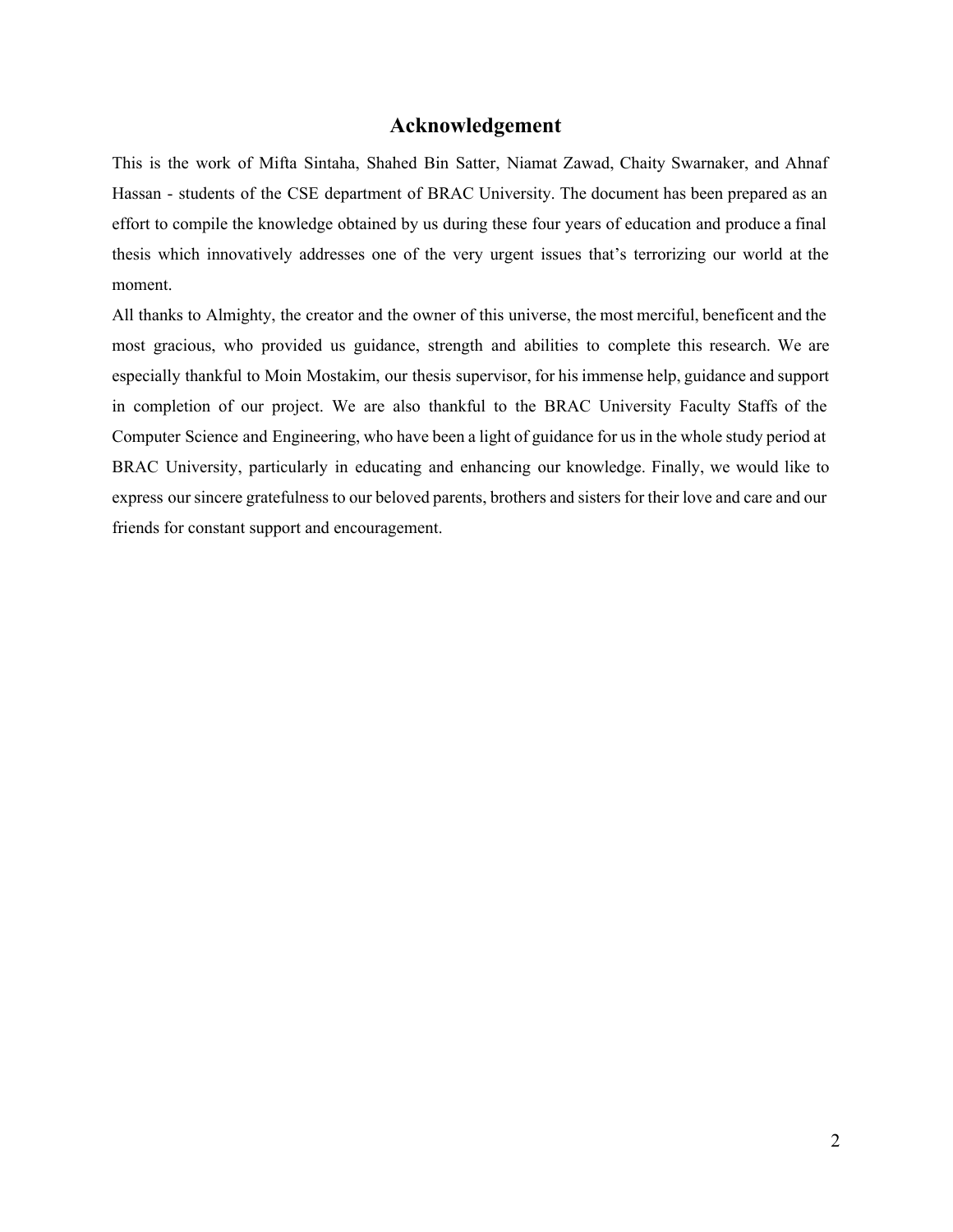# Acknowledgement

This is the work of Mifta Sintaha, Shahed Bin Satter, Niamat Zawad, Chaity Swarnaker, and Ahnaf Hassan - students of the CSE department of BRAC University. The document has been prepared as an effort to compile the knowledge obtained by us during these four years of education and produce a final thesis which innovatively addresses one of the very urgent issues that's terrorizing our world at the moment.

All thanks to Almighty, the creator and the owner of this universe, the most merciful, beneficent and the most gracious, who provided us guidance, strength and abilities to complete this research. We are especially thankful to Moin Mostakim, our thesis supervisor, for his immense help, guidance and support in completion of our project. We are also thankful to the BRAC University Faculty Staffs of the Computer Science and Engineering, who have been a light of guidance for us in the whole study period at BRAC University, particularly in educating and enhancing our knowledge. Finally, we would like to express our sincere gratefulness to our beloved parents, brothers and sisters for their love and care and our friends for constant support and encouragement.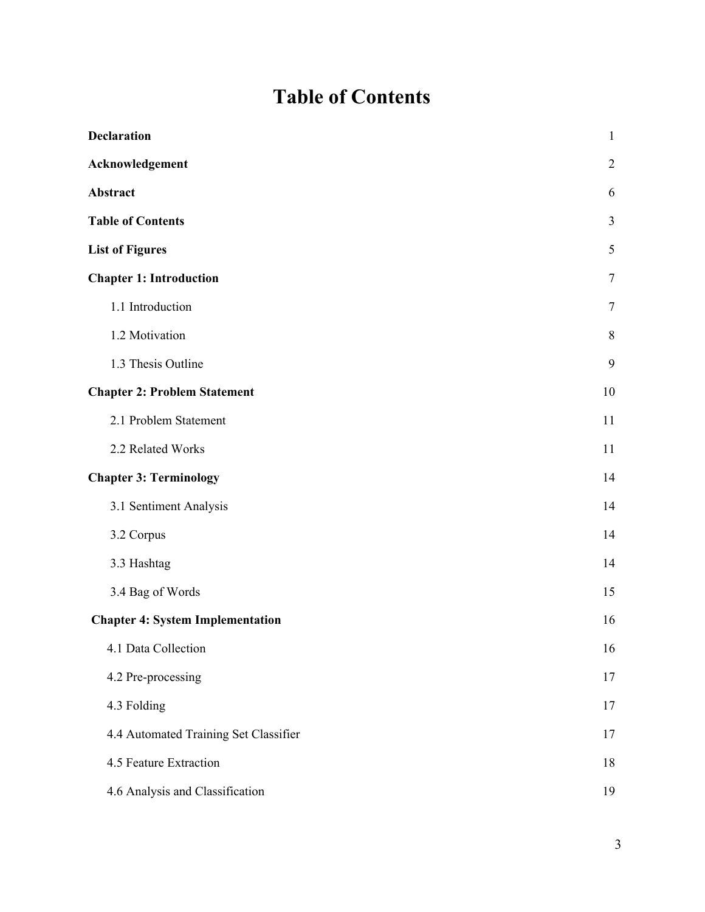# Table of Contents

| | |
|---|---|
| **Declaration** | 1 |
| **Acknowledgement** | 2 |
| **Abstract** | 6 |
| **Table of Contents** | 3 |
| **List of Figures** | 5 |
| **Chapter 1: Introduction** | 7 |
| 1.1 Introduction | 7 |
| 1.2 Motivation | 8 |
| 1.3 Thesis Outline | 9 |
| **Chapter 2: Problem Statement** | 10 |
| 2.1 Problem Statement | 11 |
| 2.2 Related Works | 11 |
| **Chapter 3: Terminology** | 14 |
| 3.1 Sentiment Analysis | 14 |
| 3.2 Corpus | 14 |
| 3.3 Hashtag | 14 |
| 3.4 Bag of Words | 15 |
| **Chapter 4: System Implementation** | 16 |
| 4.1 Data Collection | 16 |
| 4.2 Pre-processing | 17 |
| 4.3 Folding | 17 |
| 4.4 Automated Training Set Classifier | 17 |
| 4.5 Feature Extraction | 18 |
| 4.6 Analysis and Classification | 19 |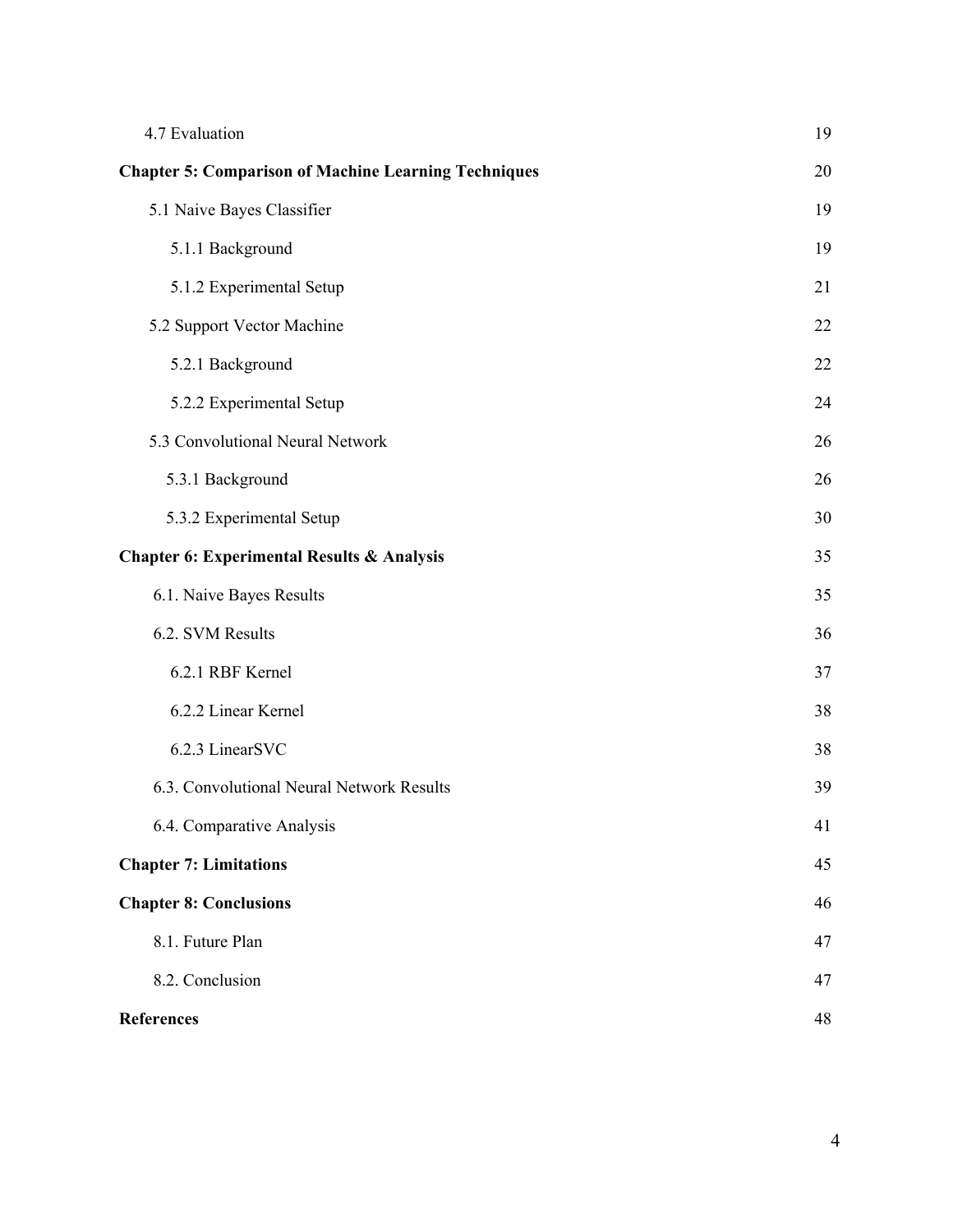| | |
|---|---|
| 4.7 Evaluation | 19 |
| **Chapter 5: Comparison of Machine Learning Techniques** | 20 |
| 5.1 Naive Bayes Classifier | 19 |
| 5.1.1 Background | 19 |
| 5.1.2 Experimental Setup | 21 |
| 5.2 Support Vector Machine | 22 |
| 5.2.1 Background | 22 |
| 5.2.2 Experimental Setup | 24 |
| 5.3 Convolutional Neural Network | 26 |
| 5.3.1 Background | 26 |
| 5.3.2 Experimental Setup | 30 |
| **Chapter 6: Experimental Results & Analysis** | 35 |
| 6.1. Naive Bayes Results | 35 |
| 6.2. SVM Results | 36 |
| 6.2.1 RBF Kernel | 37 |
| 6.2.2 Linear Kernel | 38 |
| 6.2.3 LinearSVC | 38 |
| 6.3. Convolutional Neural Network Results | 39 |
| 6.4. Comparative Analysis | 41 |
| **Chapter 7: Limitations** | 45 |
| **Chapter 8: Conclusions** | 46 |
| 8.1. Future Plan | 47 |
| 8.2. Conclusion | 47 |
| **References** | 48 |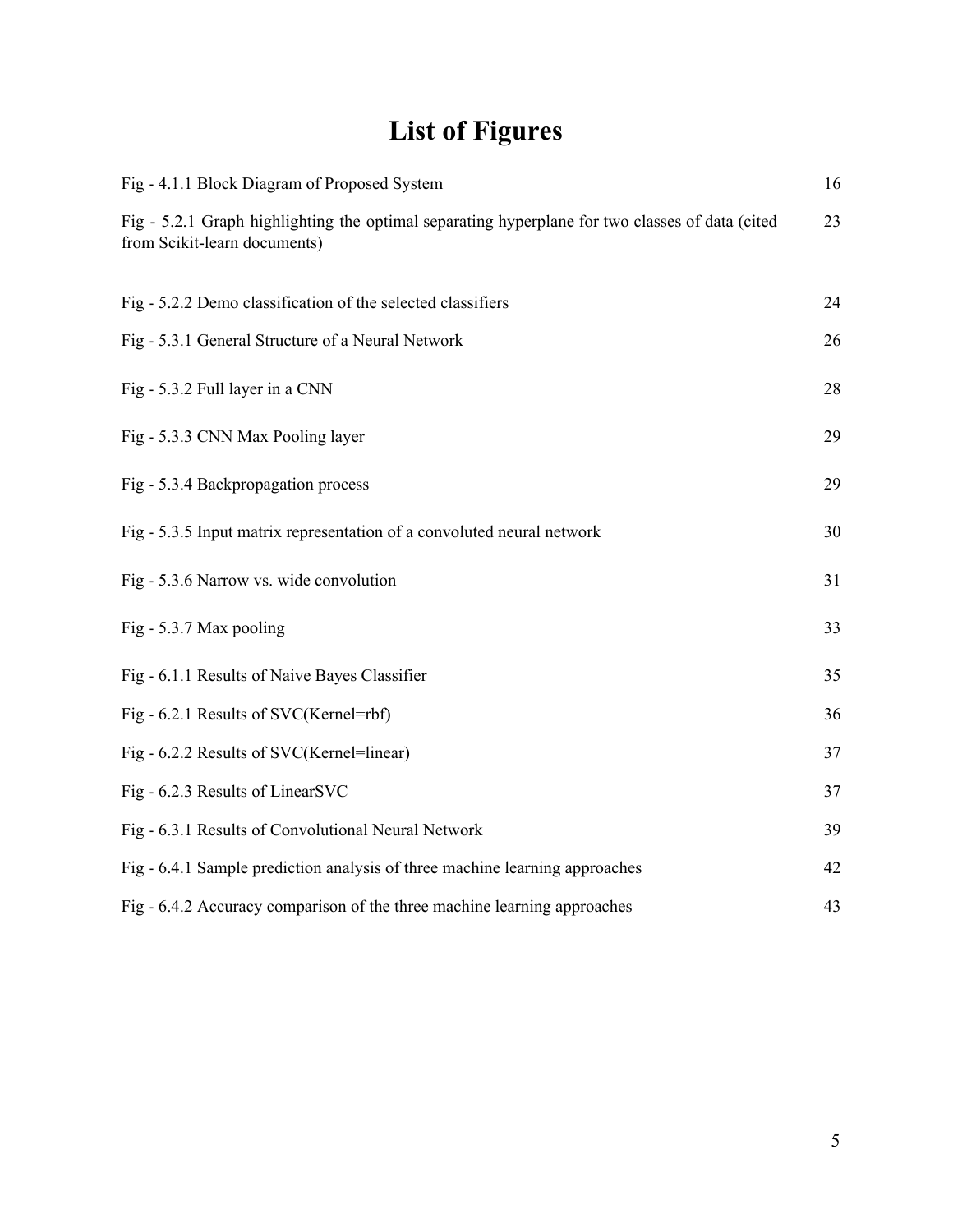# List of Figures

| | |
|---|---|
| Fig - 4.1.1 Block Diagram of Proposed System | 16 |
| Fig - 5.2.1 Graph highlighting the optimal separating hyperplane for two classes of data (cited from Scikit-learn documents) | 23 |
| Fig - 5.2.2 Demo classification of the selected classifiers | 24 |
| Fig - 5.3.1 General Structure of a Neural Network | 26 |
| Fig - 5.3.2 Full layer in a CNN | 28 |
| Fig - 5.3.3 CNN Max Pooling layer | 29 |
| Fig - 5.3.4 Backpropagation process | 29 |
| Fig - 5.3.5 Input matrix representation of a convoluted neural network | 30 |
| Fig - 5.3.6 Narrow vs. wide convolution | 31 |
| Fig - 5.3.7 Max pooling | 33 |
| Fig - 6.1.1 Results of Naive Bayes Classifier | 35 |
| Fig - 6.2.1 Results of SVC(Kernel=rbf) | 36 |
| Fig - 6.2.2 Results of SVC(Kernel=linear) | 37 |
| Fig - 6.2.3 Results of LinearSVC | 37 |
| Fig - 6.3.1 Results of Convolutional Neural Network | 39 |
| Fig - 6.4.1 Sample prediction analysis of three machine learning approaches | 42 |
| Fig - 6.4.2 Accuracy comparison of the three machine learning approaches | 43 |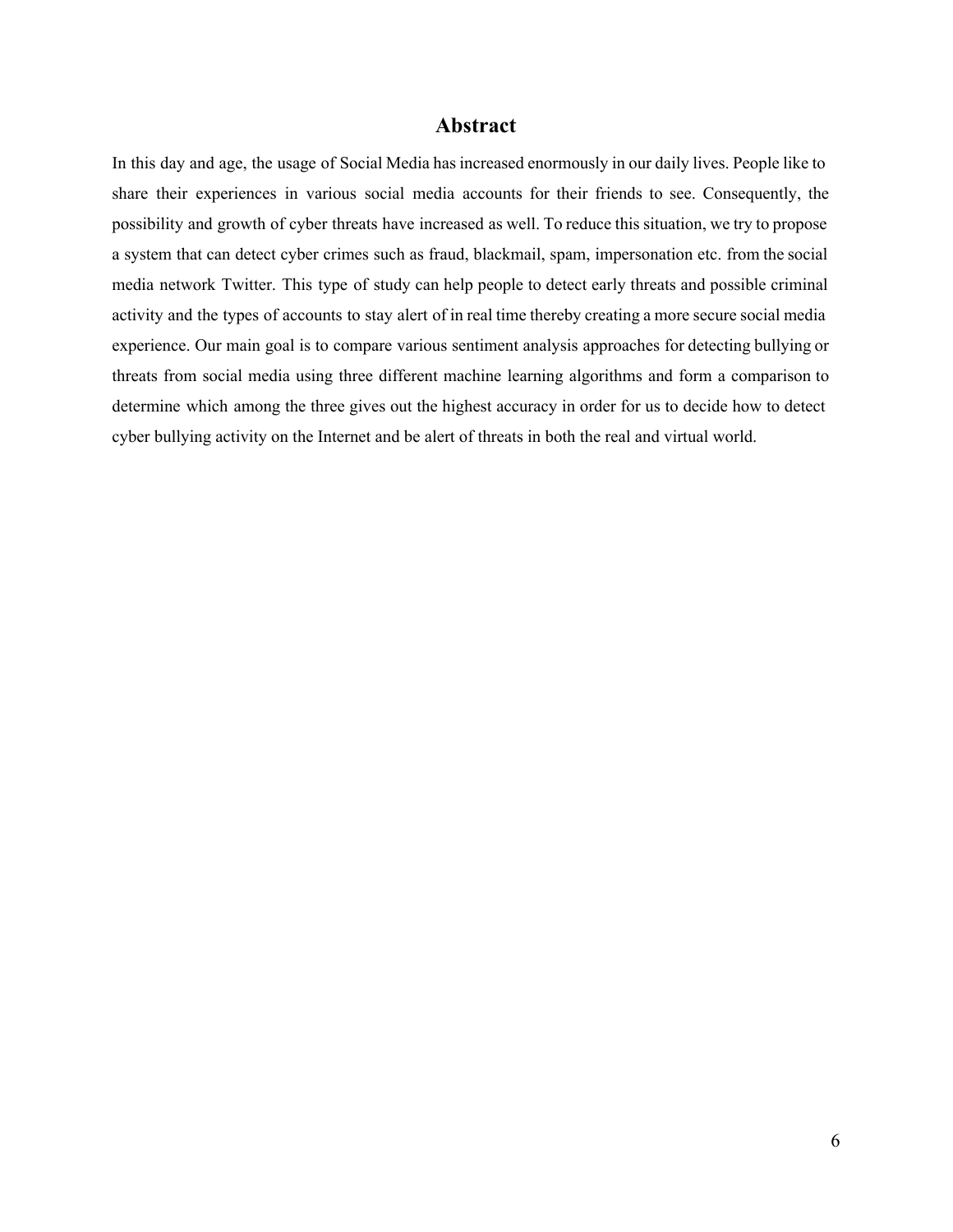# Abstract

In this day and age, the usage of Social Media has increased enormously in our daily lives. People like to share their experiences in various social media accounts for their friends to see. Consequently, the possibility and growth of cyber threats have increased as well. To reduce this situation, we try to propose a system that can detect cyber crimes such as fraud, blackmail, spam, impersonation etc. from the social media network Twitter. This type of study can help people to detect early threats and possible criminal activity and the types of accounts to stay alert of in real time thereby creating a more secure social media experience. Our main goal is to compare various sentiment analysis approaches for detecting bullying or threats from social media using three different machine learning algorithms and form a comparison to determine which among the three gives out the highest accuracy in order for us to decide how to detect cyber bullying activity on the Internet and be alert of threats in both the real and virtual world.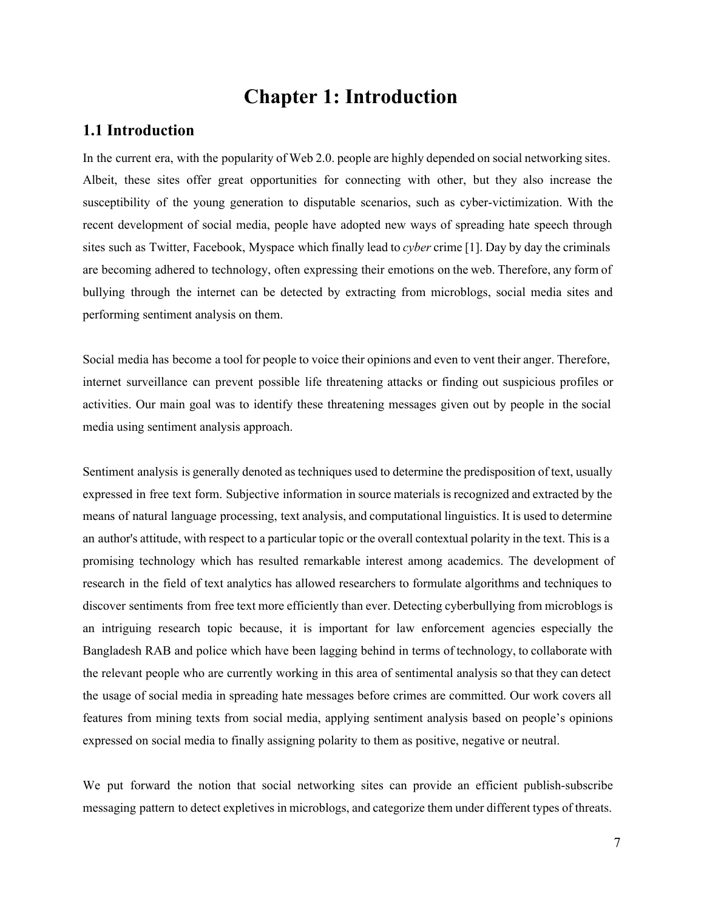# Chapter 1: Introduction

## 1.1 Introduction

In the current era, with the popularity of Web 2.0. people are highly depended on social networking sites. Albeit, these sites offer great opportunities for connecting with other, but they also increase the susceptibility of the young generation to disputable scenarios, such as cyber-victimization. With the recent development of social media, people have adopted new ways of spreading hate speech through sites such as Twitter, Facebook, Myspace which finally lead to *cyber* crime [1]. Day by day the criminals are becoming adhered to technology, often expressing their emotions on the web. Therefore, any form of bullying through the internet can be detected by extracting from microblogs, social media sites and performing sentiment analysis on them.

Social media has become a tool for people to voice their opinions and even to vent their anger. Therefore, internet surveillance can prevent possible life threatening attacks or finding out suspicious profiles or activities. Our main goal was to identify these threatening messages given out by people in the social media using sentiment analysis approach.

Sentiment analysis is generally denoted as techniques used to determine the predisposition of text, usually expressed in free text form. Subjective information in source materials is recognized and extracted by the means of natural language processing, text analysis, and computational linguistics. It is used to determine an author's attitude, with respect to a particular topic or the overall contextual polarity in the text. This is a promising technology which has resulted remarkable interest among academics. The development of research in the field of text analytics has allowed researchers to formulate algorithms and techniques to discover sentiments from free text more efficiently than ever. Detecting cyberbullying from microblogs is an intriguing research topic because, it is important for law enforcement agencies especially the Bangladesh RAB and police which have been lagging behind in terms of technology, to collaborate with the relevant people who are currently working in this area of sentimental analysis so that they can detect the usage of social media in spreading hate messages before crimes are committed. Our work covers all features from mining texts from social media, applying sentiment analysis based on people's opinions expressed on social media to finally assigning polarity to them as positive, negative or neutral.

We put forward the notion that social networking sites can provide an efficient publish-subscribe messaging pattern to detect expletives in microblogs, and categorize them under different types of threats.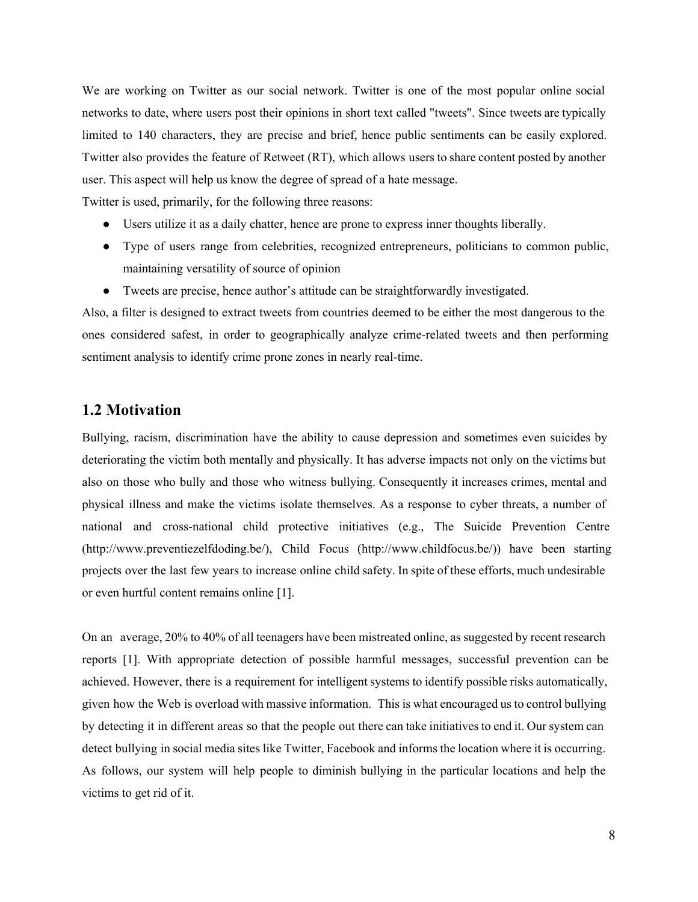We are working on Twitter as our social network. Twitter is one of the most popular online social networks to date, where users post their opinions in short text called "tweets". Since tweets are typically limited to 140 characters, they are precise and brief, hence public sentiments can be easily explored. Twitter also provides the feature of Retweet (RT), which allows users to share content posted by another user. This aspect will help us know the degree of spread of a hate message.

Twitter is used, primarily, for the following three reasons:

- Users utilize it as a daily chatter, hence are prone to express inner thoughts liberally.
- Type of users range from celebrities, recognized entrepreneurs, politicians to common public, maintaining versatility of source of opinion
- Tweets are precise, hence author's attitude can be straightforwardly investigated.

Also, a filter is designed to extract tweets from countries deemed to be either the most dangerous to the ones considered safest, in order to geographically analyze crime-related tweets and then performing sentiment analysis to identify crime prone zones in nearly real-time.

## 1.2 Motivation

Bullying, racism, discrimination have the ability to cause depression and sometimes even suicides by deteriorating the victim both mentally and physically. It has adverse impacts not only on the victims but also on those who bully and those who witness bullying. Consequently it increases crimes, mental and physical illness and make the victims isolate themselves. As a response to cyber threats, a number of national and cross-national child protective initiatives (e.g., The Suicide Prevention Centre (http://www.preventiezelfdoding.be/), Child Focus (http://www.childfocus.be/)) have been starting projects over the last few years to increase online child safety. In spite of these efforts, much undesirable or even hurtful content remains online [1].

On an average, 20% to 40% of all teenagers have been mistreated online, as suggested by recent research reports [1]. With appropriate detection of possible harmful messages, successful prevention can be achieved. However, there is a requirement for intelligent systems to identify possible risks automatically, given how the Web is overload with massive information. This is what encouraged us to control bullying by detecting it in different areas so that the people out there can take initiatives to end it. Our system can detect bullying in social media sites like Twitter, Facebook and informs the location where it is occurring. As follows, our system will help people to diminish bullying in the particular locations and help the victims to get rid of it.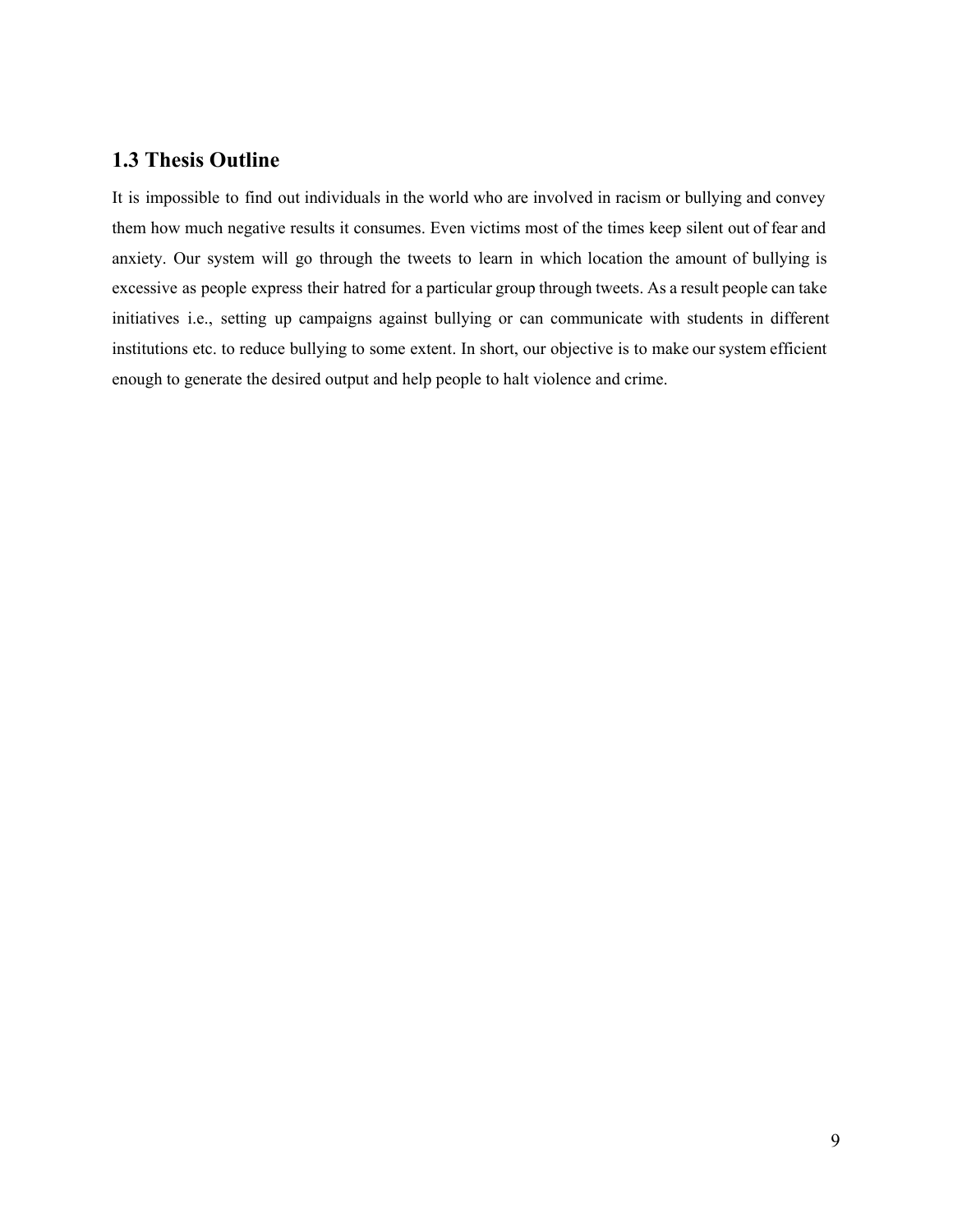## 1.3 Thesis Outline

It is impossible to find out individuals in the world who are involved in racism or bullying and convey them how much negative results it consumes. Even victims most of the times keep silent out of fear and anxiety. Our system will go through the tweets to learn in which location the amount of bullying is excessive as people express their hatred for a particular group through tweets. As a result people can take initiatives i.e., setting up campaigns against bullying or can communicate with students in different institutions etc. to reduce bullying to some extent. In short, our objective is to make our system efficient enough to generate the desired output and help people to halt violence and crime.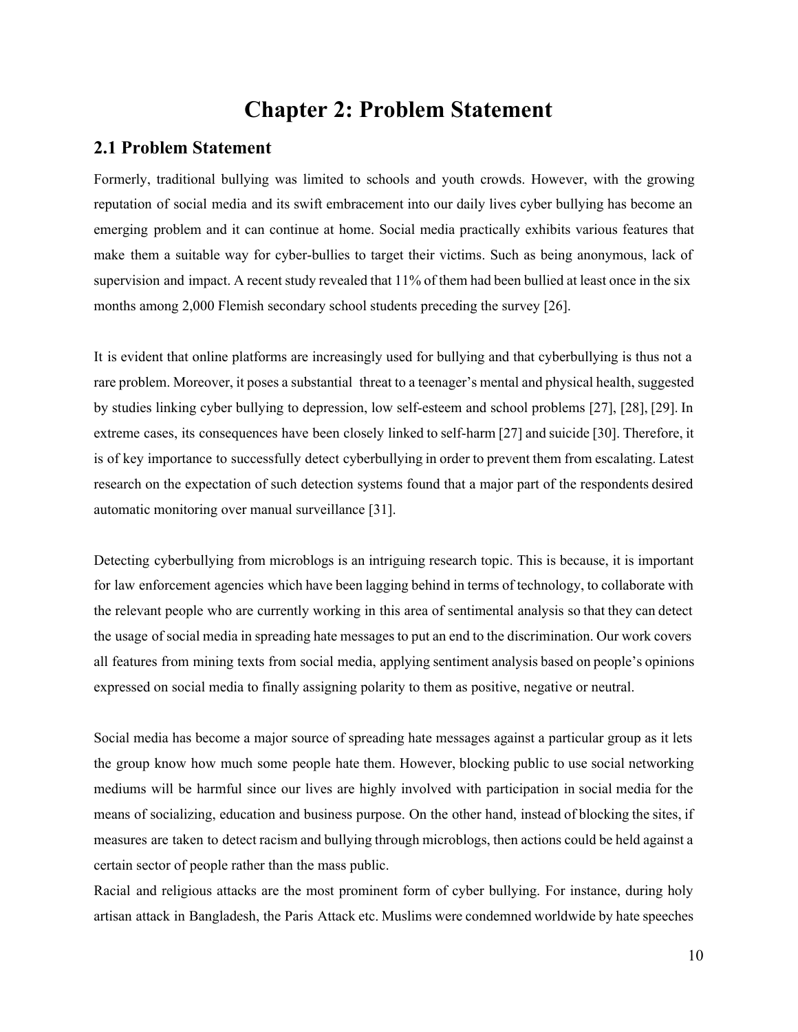# Chapter 2: Problem Statement

## 2.1 Problem Statement

Formerly, traditional bullying was limited to schools and youth crowds. However, with the growing reputation of social media and its swift embracement into our daily lives cyber bullying has become an emerging problem and it can continue at home. Social media practically exhibits various features that make them a suitable way for cyber-bullies to target their victims. Such as being anonymous, lack of supervision and impact. A recent study revealed that 11% of them had been bullied at least once in the six months among 2,000 Flemish secondary school students preceding the survey [26].

It is evident that online platforms are increasingly used for bullying and that cyberbullying is thus not a rare problem. Moreover, it poses a substantial threat to a teenager's mental and physical health, suggested by studies linking cyber bullying to depression, low self-esteem and school problems [27], [28], [29]. In extreme cases, its consequences have been closely linked to self-harm [27] and suicide [30]. Therefore, it is of key importance to successfully detect cyberbullying in order to prevent them from escalating. Latest research on the expectation of such detection systems found that a major part of the respondents desired automatic monitoring over manual surveillance [31].

Detecting cyberbullying from microblogs is an intriguing research topic. This is because, it is important for law enforcement agencies which have been lagging behind in terms of technology, to collaborate with the relevant people who are currently working in this area of sentimental analysis so that they can detect the usage of social media in spreading hate messages to put an end to the discrimination. Our work covers all features from mining texts from social media, applying sentiment analysis based on people's opinions expressed on social media to finally assigning polarity to them as positive, negative or neutral.

Social media has become a major source of spreading hate messages against a particular group as it lets the group know how much some people hate them. However, blocking public to use social networking mediums will be harmful since our lives are highly involved with participation in social media for the means of socializing, education and business purpose. On the other hand, instead of blocking the sites, if measures are taken to detect racism and bullying through microblogs, then actions could be held against a certain sector of people rather than the mass public.

Racial and religious attacks are the most prominent form of cyber bullying. For instance, during holy artisan attack in Bangladesh, the Paris Attack etc. Muslims were condemned worldwide by hate speeches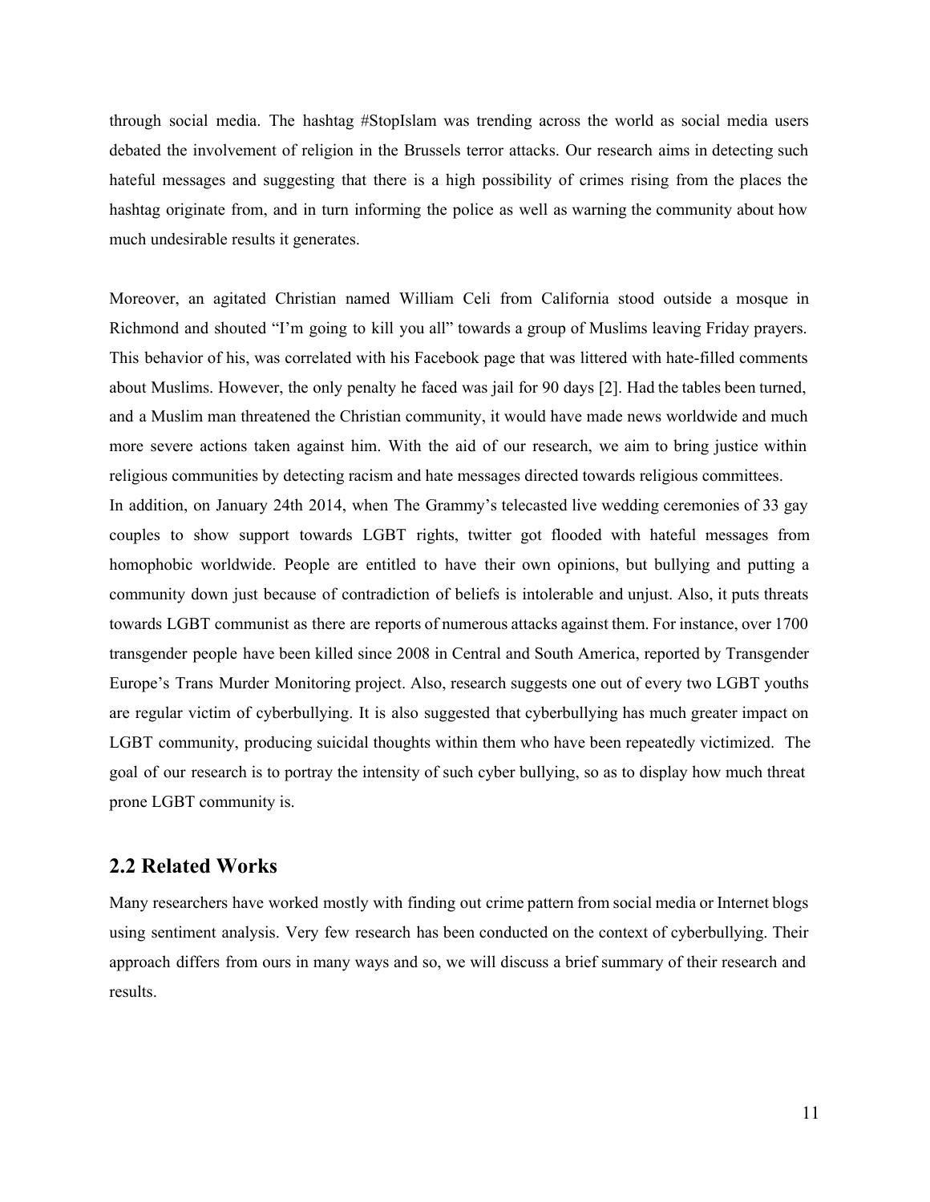through social media. The hashtag #StopIslam was trending across the world as social media users debated the involvement of religion in the Brussels terror attacks. Our research aims in detecting such hateful messages and suggesting that there is a high possibility of crimes rising from the places the hashtag originate from, and in turn informing the police as well as warning the community about how much undesirable results it generates.

Moreover, an agitated Christian named William Celi from California stood outside a mosque in Richmond and shouted "I'm going to kill you all" towards a group of Muslims leaving Friday prayers. This behavior of his, was correlated with his Facebook page that was littered with hate-filled comments about Muslims. However, the only penalty he faced was jail for 90 days [2]. Had the tables been turned, and a Muslim man threatened the Christian community, it would have made news worldwide and much more severe actions taken against him. With the aid of our research, we aim to bring justice within religious communities by detecting racism and hate messages directed towards religious committees.

In addition, on January 24th 2014, when The Grammy's telecasted live wedding ceremonies of 33 gay couples to show support towards LGBT rights, twitter got flooded with hateful messages from homophobic worldwide. People are entitled to have their own opinions, but bullying and putting a community down just because of contradiction of beliefs is intolerable and unjust. Also, it puts threats towards LGBT communist as there are reports of numerous attacks against them. For instance, over 1700 transgender people have been killed since 2008 in Central and South America, reported by Transgender Europe's Trans Murder Monitoring project. Also, research suggests one out of every two LGBT youths are regular victim of cyberbullying. It is also suggested that cyberbullying has much greater impact on LGBT community, producing suicidal thoughts within them who have been repeatedly victimized. The goal of our research is to portray the intensity of such cyber bullying, so as to display how much threat prone LGBT community is.

## 2.2 Related Works

Many researchers have worked mostly with finding out crime pattern from social media or Internet blogs using sentiment analysis. Very few research has been conducted on the context of cyberbullying. Their approach differs from ours in many ways and so, we will discuss a brief summary of their research and results.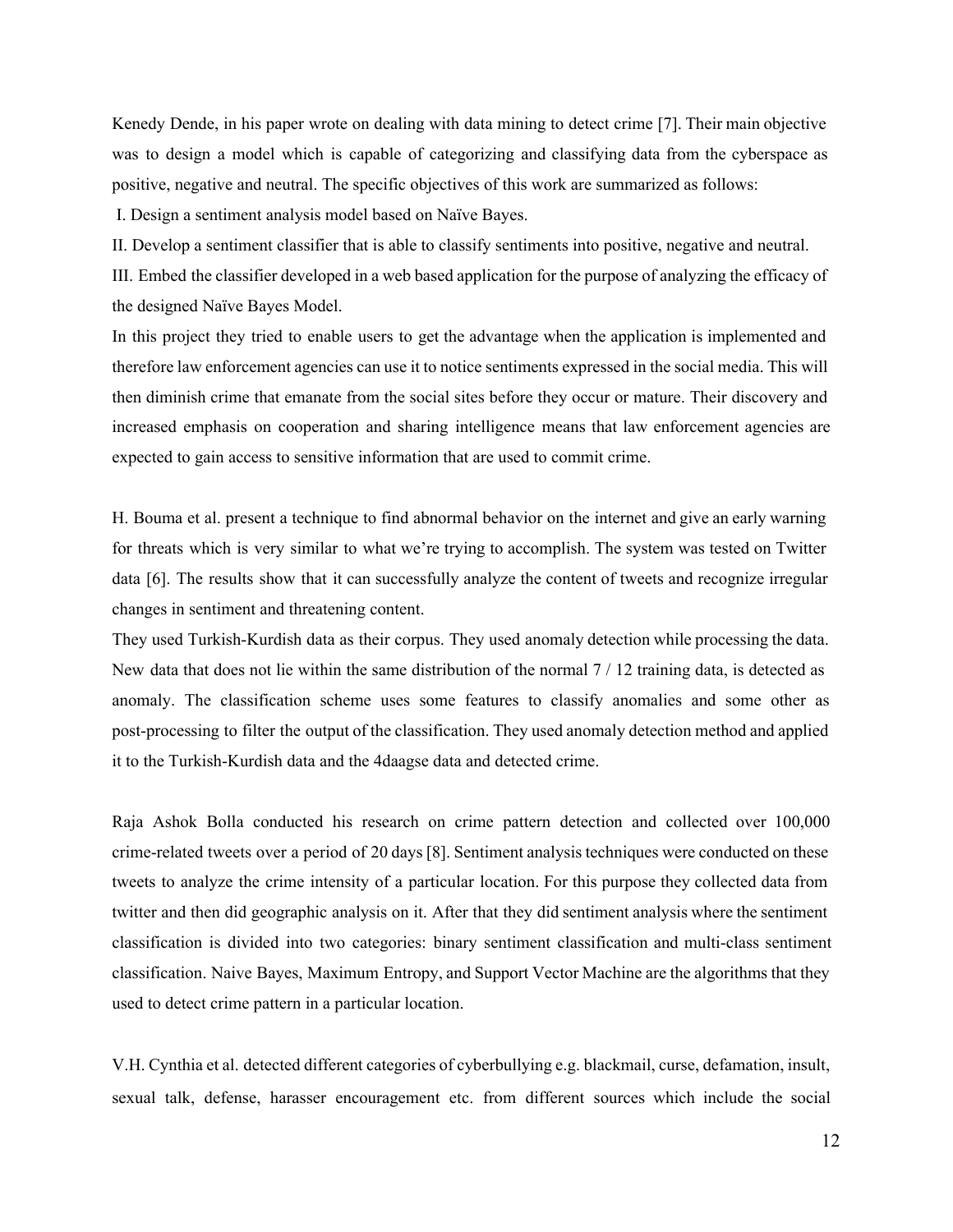Kenedy Dende, in his paper wrote on dealing with data mining to detect crime [7]. Their main objective was to design a model which is capable of categorizing and classifying data from the cyberspace as positive, negative and neutral. The specific objectives of this work are summarized as follows:

I. Design a sentiment analysis model based on Naïve Bayes.

II. Develop a sentiment classifier that is able to classify sentiments into positive, negative and neutral.

III. Embed the classifier developed in a web based application for the purpose of analyzing the efficacy of the designed Naïve Bayes Model.

In this project they tried to enable users to get the advantage when the application is implemented and therefore law enforcement agencies can use it to notice sentiments expressed in the social media. This will then diminish crime that emanate from the social sites before they occur or mature. Their discovery and increased emphasis on cooperation and sharing intelligence means that law enforcement agencies are expected to gain access to sensitive information that are used to commit crime.

H. Bouma et al. present a technique to find abnormal behavior on the internet and give an early warning for threats which is very similar to what we're trying to accomplish. The system was tested on Twitter data [6]. The results show that it can successfully analyze the content of tweets and recognize irregular changes in sentiment and threatening content.

They used Turkish-Kurdish data as their corpus. They used anomaly detection while processing the data. New data that does not lie within the same distribution of the normal 7 / 12 training data, is detected as anomaly. The classification scheme uses some features to classify anomalies and some other as post-processing to filter the output of the classification. They used anomaly detection method and applied it to the Turkish-Kurdish data and the 4daagse data and detected crime.

Raja Ashok Bolla conducted his research on crime pattern detection and collected over 100,000 crime-related tweets over a period of 20 days [8]. Sentiment analysis techniques were conducted on these tweets to analyze the crime intensity of a particular location. For this purpose they collected data from twitter and then did geographic analysis on it. After that they did sentiment analysis where the sentiment classification is divided into two categories: binary sentiment classification and multi-class sentiment classification. Naive Bayes, Maximum Entropy, and Support Vector Machine are the algorithms that they used to detect crime pattern in a particular location.

V.H. Cynthia et al. detected different categories of cyberbullying e.g. blackmail, curse, defamation, insult, sexual talk, defense, harasser encouragement etc. from different sources which include the social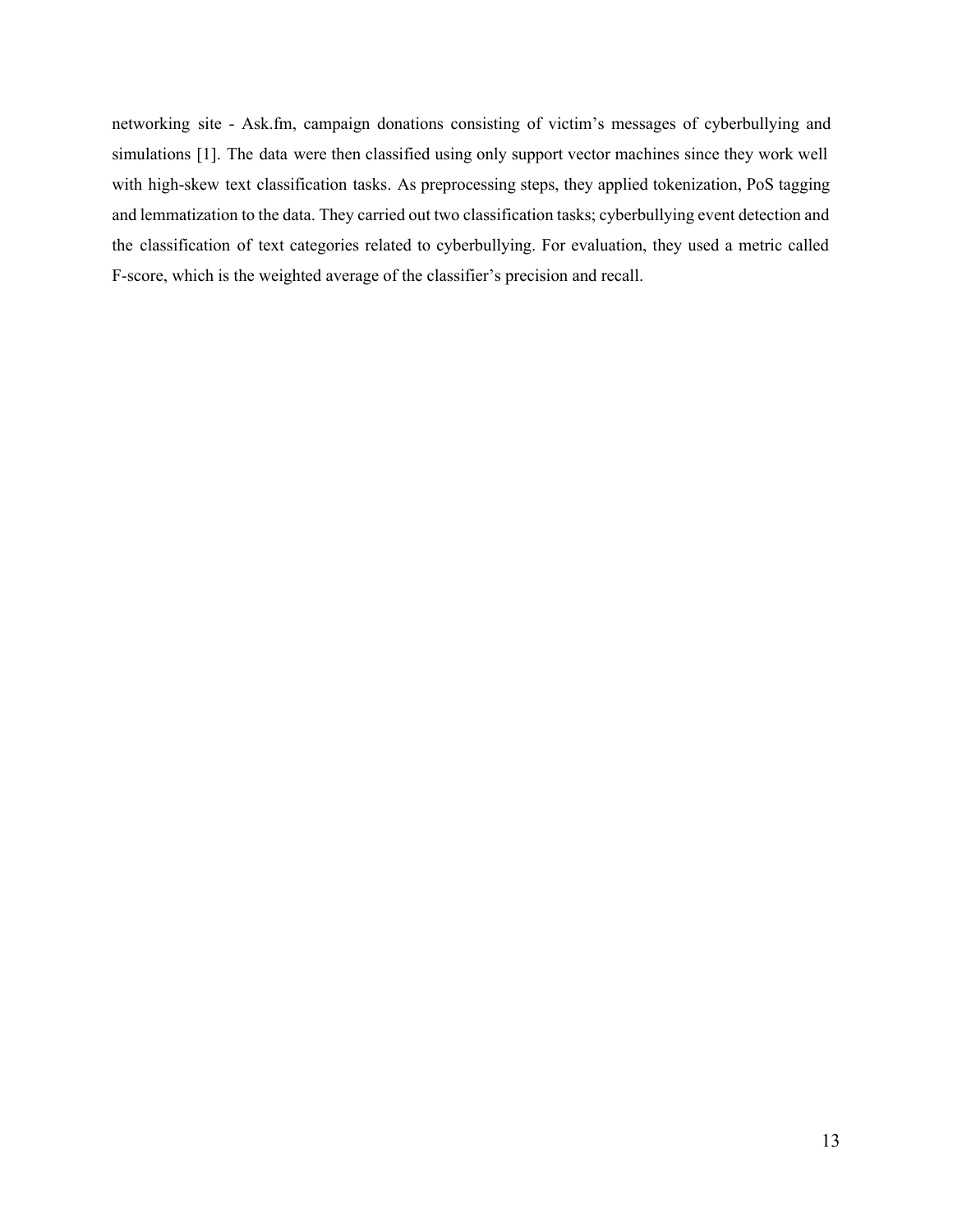networking site - Ask.fm, campaign donations consisting of victim's messages of cyberbullying and simulations [1]. The data were then classified using only support vector machines since they work well with high-skew text classification tasks. As preprocessing steps, they applied tokenization, PoS tagging and lemmatization to the data. They carried out two classification tasks; cyberbullying event detection and the classification of text categories related to cyberbullying. For evaluation, they used a metric called F-score, which is the weighted average of the classifier's precision and recall.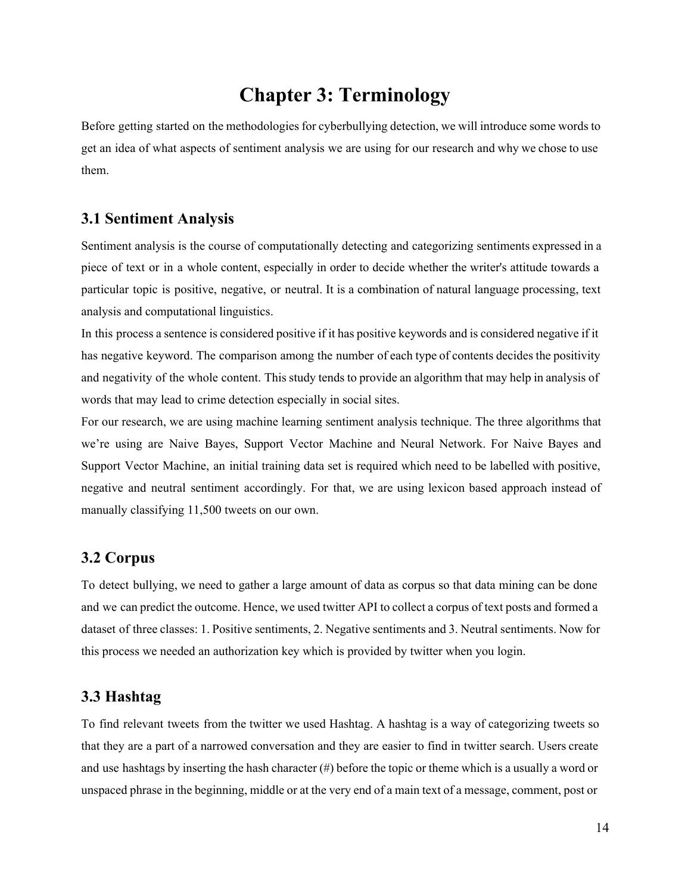# Chapter 3: Terminology

Before getting started on the methodologies for cyberbullying detection, we will introduce some words to get an idea of what aspects of sentiment analysis we are using for our research and why we chose to use them.

## 3.1 Sentiment Analysis

Sentiment analysis is the course of computationally detecting and categorizing sentiments expressed in a piece of text or in a whole content, especially in order to decide whether the writer's attitude towards a particular topic is positive, negative, or neutral. It is a combination of natural language processing, text analysis and computational linguistics.

In this process a sentence is considered positive if it has positive keywords and is considered negative if it has negative keyword. The comparison among the number of each type of contents decides the positivity and negativity of the whole content. This study tends to provide an algorithm that may help in analysis of words that may lead to crime detection especially in social sites.

For our research, we are using machine learning sentiment analysis technique. The three algorithms that we're using are Naive Bayes, Support Vector Machine and Neural Network. For Naive Bayes and Support Vector Machine, an initial training data set is required which need to be labelled with positive, negative and neutral sentiment accordingly. For that, we are using lexicon based approach instead of manually classifying 11,500 tweets on our own.

## 3.2 Corpus

To detect bullying, we need to gather a large amount of data as corpus so that data mining can be done and we can predict the outcome. Hence, we used twitter API to collect a corpus of text posts and formed a dataset of three classes: 1. Positive sentiments, 2. Negative sentiments and 3. Neutral sentiments. Now for this process we needed an authorization key which is provided by twitter when you login.

## 3.3 Hashtag

To find relevant tweets from the twitter we used Hashtag. A hashtag is a way of categorizing tweets so that they are a part of a narrowed conversation and they are easier to find in twitter search. Users create and use hashtags by inserting the hash character (#) before the topic or theme which is a usually a word or unspaced phrase in the beginning, middle or at the very end of a main text of a message, comment, post or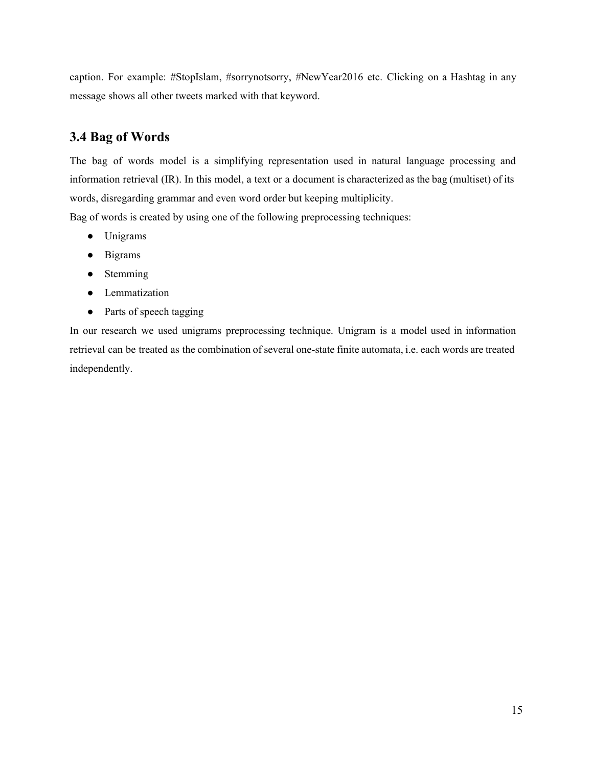caption. For example: #StopIslam, #sorrynotsorry, #NewYear2016 etc. Clicking on a Hashtag in any message shows all other tweets marked with that keyword.

## 3.4 Bag of Words

The bag of words model is a simplifying representation used in natural language processing and information retrieval (IR). In this model, a text or a document is characterized as the bag (multiset) of its words, disregarding grammar and even word order but keeping multiplicity.

Bag of words is created by using one of the following preprocessing techniques:

- Unigrams
- Bigrams
- Stemming
- Lemmatization
- Parts of speech tagging

In our research we used unigrams preprocessing technique. Unigram is a model used in information retrieval can be treated as the combination of several one-state finite automata, i.e. each words are treated independently.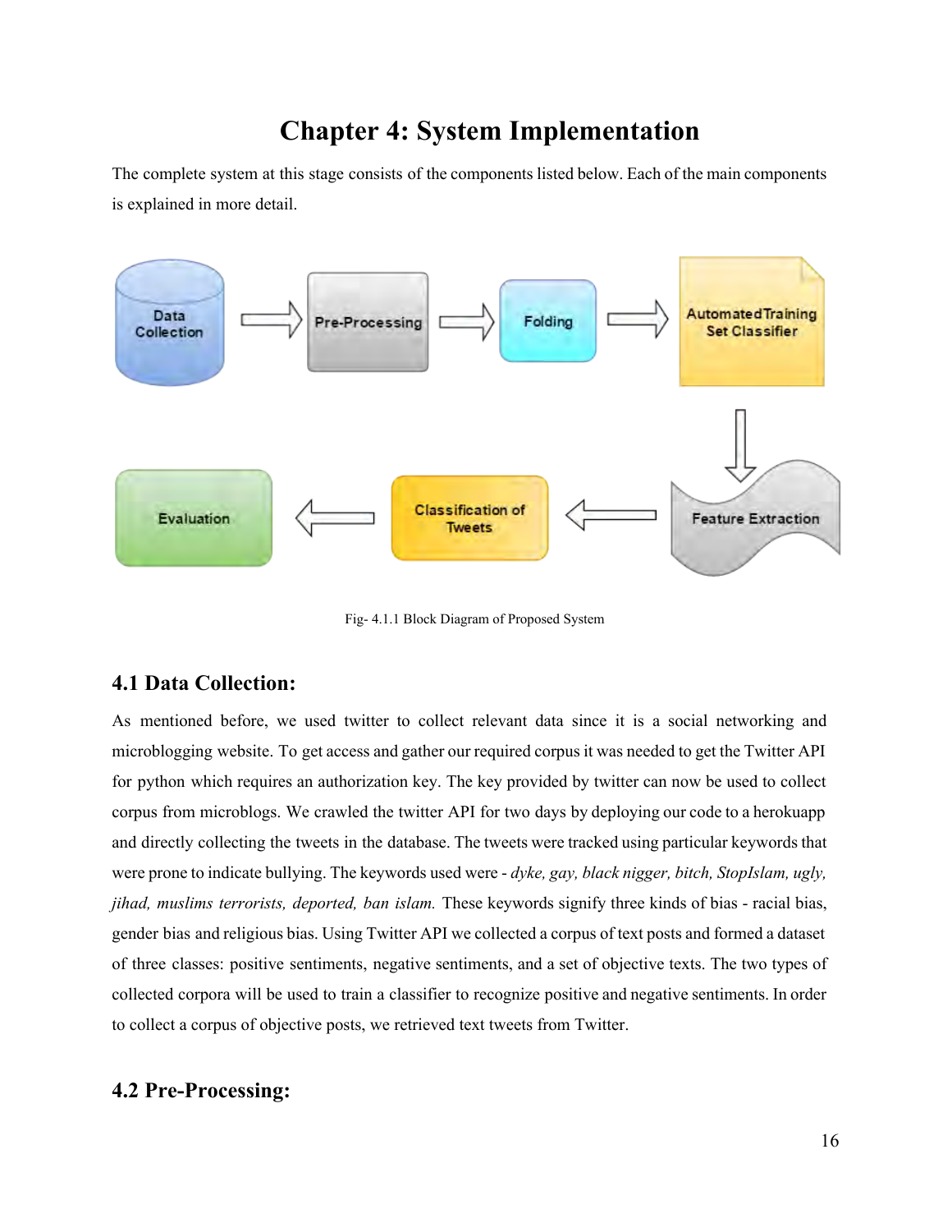# Chapter 4: System Implementation

The complete system at this stage consists of the components listed below. Each of the main components is explained in more detail.

Fig- 4.1.1 Block Diagram of Proposed System

## 4.1 Data Collection:

As mentioned before, we used twitter to collect relevant data since it is a social networking and microblogging website. To get access and gather our required corpus it was needed to get the Twitter API for python which requires an authorization key. The key provided by twitter can now be used to collect corpus from microblogs. We crawled the twitter API for two days by deploying our code to a herokuapp and directly collecting the tweets in the database. The tweets were tracked using particular keywords that were prone to indicate bullying. The keywords used were - *dyke, gay, black nigger, bitch, StopIslam, ugly, jihad, muslims terrorists, deported, ban islam.* These keywords signify three kinds of bias - racial bias, gender bias and religious bias. Using Twitter API we collected a corpus of text posts and formed a dataset of three classes: positive sentiments, negative sentiments, and a set of objective texts. The two types of collected corpora will be used to train a classifier to recognize positive and negative sentiments. In order to collect a corpus of objective posts, we retrieved text tweets from Twitter.

## 4.2 Pre-Processing: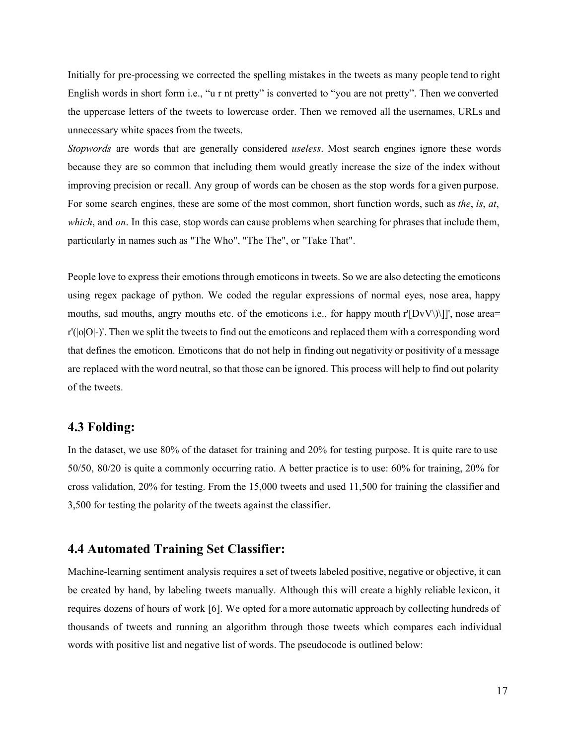Initially for pre-processing we corrected the spelling mistakes in the tweets as many people tend to right English words in short form i.e., “u r nt pretty” is converted to “you are not pretty”. Then we converted the uppercase letters of the tweets to lowercase order. Then we removed all the usernames, URLs and unnecessary white spaces from the tweets.

*Stopwords* are words that are generally considered *useless*. Most search engines ignore these words because they are so common that including them would greatly increase the size of the index without improving precision or recall. Any group of words can be chosen as the stop words for a given purpose. For some search engines, these are some of the most common, short function words, such as *the*, *is*, *at*, *which*, and *on*. In this case, stop words can cause problems when searching for phrases that include them, particularly in names such as "The Who", "The The", or "Take That".

People love to express their emotions through emoticons in tweets. So we are also detecting the emoticons using regex package of python. We coded the regular expressions of normal eyes, nose area, happy mouths, sad mouths, angry mouths etc. of the emoticons i.e., for happy mouth r'[DvV\)\]]', nose area= r'(|o|O|-)'. Then we split the tweets to find out the emoticons and replaced them with a corresponding word that defines the emoticon. Emoticons that do not help in finding out negativity or positivity of a message are replaced with the word neutral, so that those can be ignored. This process will help to find out polarity of the tweets.

## 4.3 Folding:

In the dataset, we use 80% of the dataset for training and 20% for testing purpose. It is quite rare to use 50/50, 80/20 is quite a commonly occurring ratio. A better practice is to use: 60% for training, 20% for cross validation, 20% for testing. From the 15,000 tweets and used 11,500 for training the classifier and 3,500 for testing the polarity of the tweets against the classifier.

## 4.4 Automated Training Set Classifier:

Machine-learning sentiment analysis requires a set of tweets labeled positive, negative or objective, it can be created by hand, by labeling tweets manually. Although this will create a highly reliable lexicon, it requires dozens of hours of work [6]. We opted for a more automatic approach by collecting hundreds of thousands of tweets and running an algorithm through those tweets which compares each individual words with positive list and negative list of words. The pseudocode is outlined below: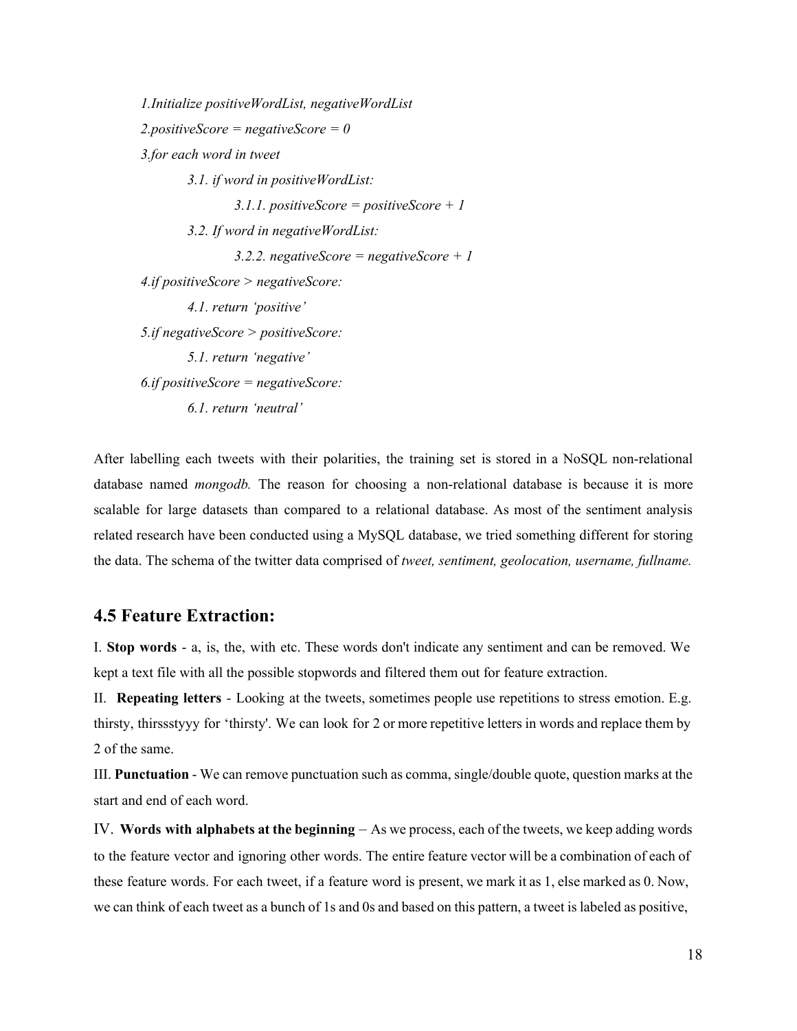*1.Initialize positiveWordList, negativeWordList*

*2.positiveScore = negativeScore = 0*

*3.for each word in tweet*

*3.1. if word in positiveWordList:*

*3.1.1. positiveScore = positiveScore + 1*

*3.2. If word in negativeWordList:*

*3.2.2. negativeScore = negativeScore + 1*

*4.if positiveScore > negativeScore:*

*4.1. return 'positive'*

*5.if negativeScore > positiveScore:*

*5.1. return 'negative'*

*6.if positiveScore = negativeScore:*

*6.1. return 'neutral'*

After labelling each tweets with their polarities, the training set is stored in a NoSQL non-relational database named *mongodb.* The reason for choosing a non-relational database is because it is more scalable for large datasets than compared to a relational database. As most of the sentiment analysis related research have been conducted using a MySQL database, we tried something different for storing the data. The schema of the twitter data comprised of *tweet, sentiment, geolocation, username, fullname.*

## 4.5 Feature Extraction:

I. **Stop words** - a, is, the, with etc. These words don't indicate any sentiment and can be removed. We kept a text file with all the possible stopwords and filtered them out for feature extraction.

II. **Repeating letters** - Looking at the tweets, sometimes people use repetitions to stress emotion. E.g. thirsty, thirssstyyy for 'thirsty'. We can look for 2 or more repetitive letters in words and replace them by 2 of the same.

III. **Punctuation** - We can remove punctuation such as comma, single/double quote, question marks at the start and end of each word.

IV. **Words with alphabets at the beginning** – As we process, each of the tweets, we keep adding words to the feature vector and ignoring other words. The entire feature vector will be a combination of each of these feature words. For each tweet, if a feature word is present, we mark it as 1, else marked as 0. Now, we can think of each tweet as a bunch of 1s and 0s and based on this pattern, a tweet is labeled as positive,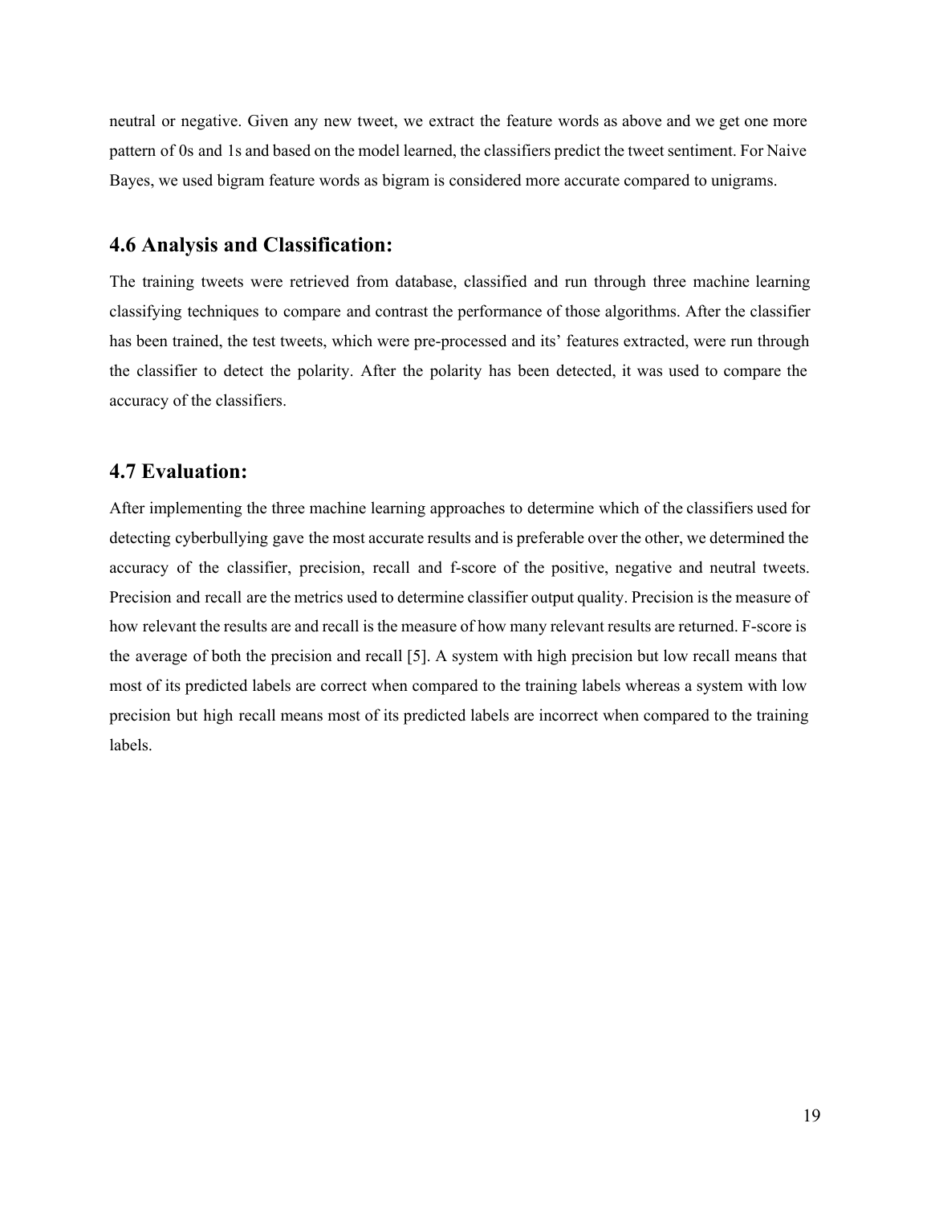neutral or negative. Given any new tweet, we extract the feature words as above and we get one more pattern of 0s and 1s and based on the model learned, the classifiers predict the tweet sentiment. For Naive Bayes, we used bigram feature words as bigram is considered more accurate compared to unigrams.

## 4.6 Analysis and Classification:

The training tweets were retrieved from database, classified and run through three machine learning classifying techniques to compare and contrast the performance of those algorithms. After the classifier has been trained, the test tweets, which were pre-processed and its' features extracted, were run through the classifier to detect the polarity. After the polarity has been detected, it was used to compare the accuracy of the classifiers.

## 4.7 Evaluation:

After implementing the three machine learning approaches to determine which of the classifiers used for detecting cyberbullying gave the most accurate results and is preferable over the other, we determined the accuracy of the classifier, precision, recall and f-score of the positive, negative and neutral tweets. Precision and recall are the metrics used to determine classifier output quality. Precision is the measure of how relevant the results are and recall is the measure of how many relevant results are returned. F-score is the average of both the precision and recall [5]. A system with high precision but low recall means that most of its predicted labels are correct when compared to the training labels whereas a system with low precision but high recall means most of its predicted labels are incorrect when compared to the training labels.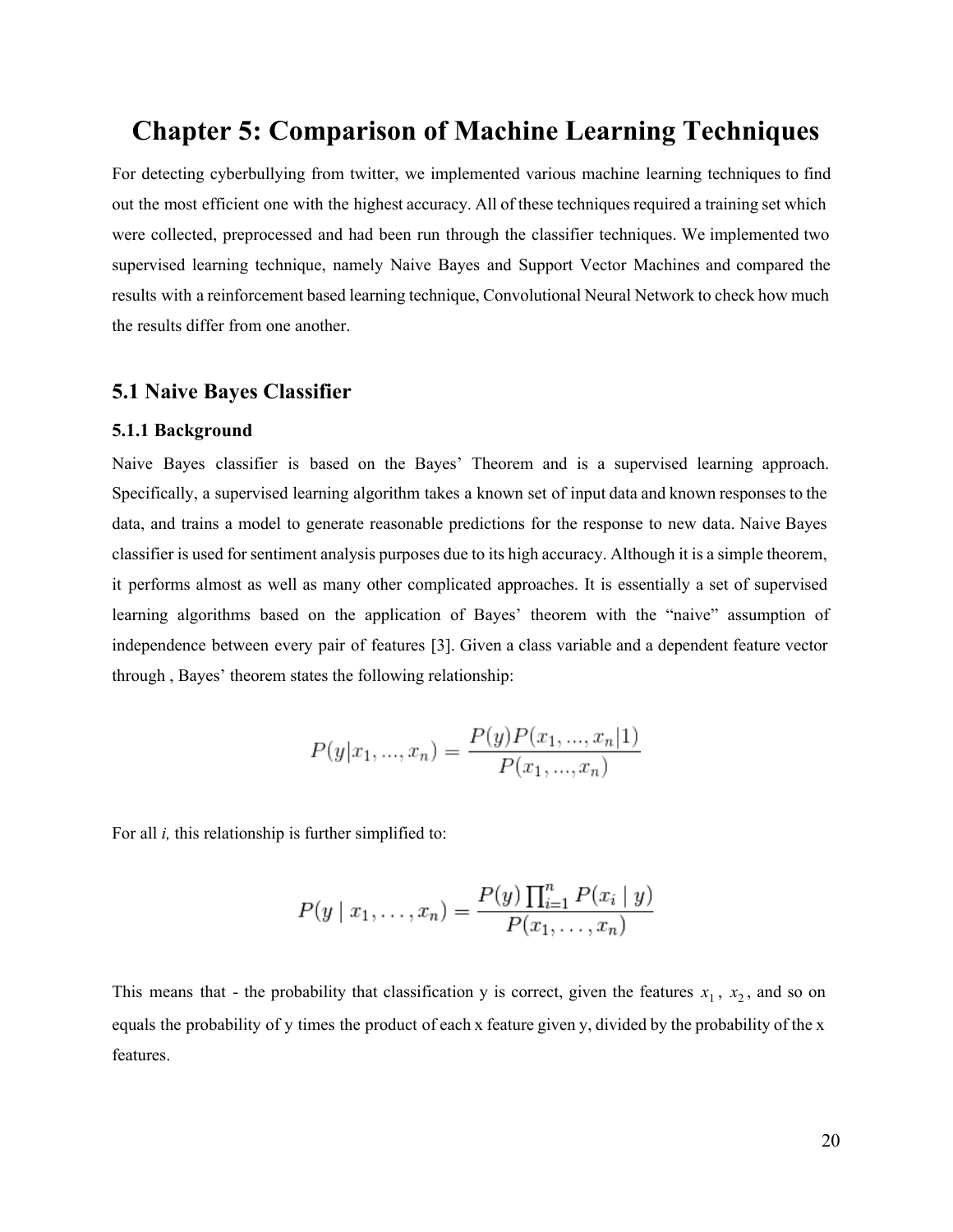# Chapter 5: Comparison of Machine Learning Techniques

For detecting cyberbullying from twitter, we implemented various machine learning techniques to find out the most efficient one with the highest accuracy. All of these techniques required a training set which were collected, preprocessed and had been run through the classifier techniques. We implemented two supervised learning technique, namely Naive Bayes and Support Vector Machines and compared the results with a reinforcement based learning technique, Convolutional Neural Network to check how much the results differ from one another.

## 5.1 Naive Bayes Classifier

### 5.1.1 Background

Naive Bayes classifier is based on the Bayes' Theorem and is a supervised learning approach. Specifically, a supervised learning algorithm takes a known set of input data and known responses to the data, and trains a model to generate reasonable predictions for the response to new data. Naive Bayes classifier is used for sentiment analysis purposes due to its high accuracy. Although it is a simple theorem, it performs almost as well as many other complicated approaches. It is essentially a set of supervised learning algorithms based on the application of Bayes' theorem with the "naive" assumption of independence between every pair of features [3]. Given a class variable and a dependent feature vector through , Bayes' theorem states the following relationship:

$$P(y|x_1, ..., x_n) = \frac{P(y)P(x_1, ..., x_n|1)}{P(x_1, ..., x_n)}$$

For all *i,* this relationship is further simplified to:

$$P(y \mid x_1, \ldots, x_n) = \frac{P(y) \prod_{i=1}^{n} P(x_i \mid y)}{P(x_1, \ldots, x_n)}$$

This means that - the probability that classification y is correct, given the features $x_1$, $x_2$, and so on equals the probability of y times the product of each x feature given y, divided by the probability of the x features.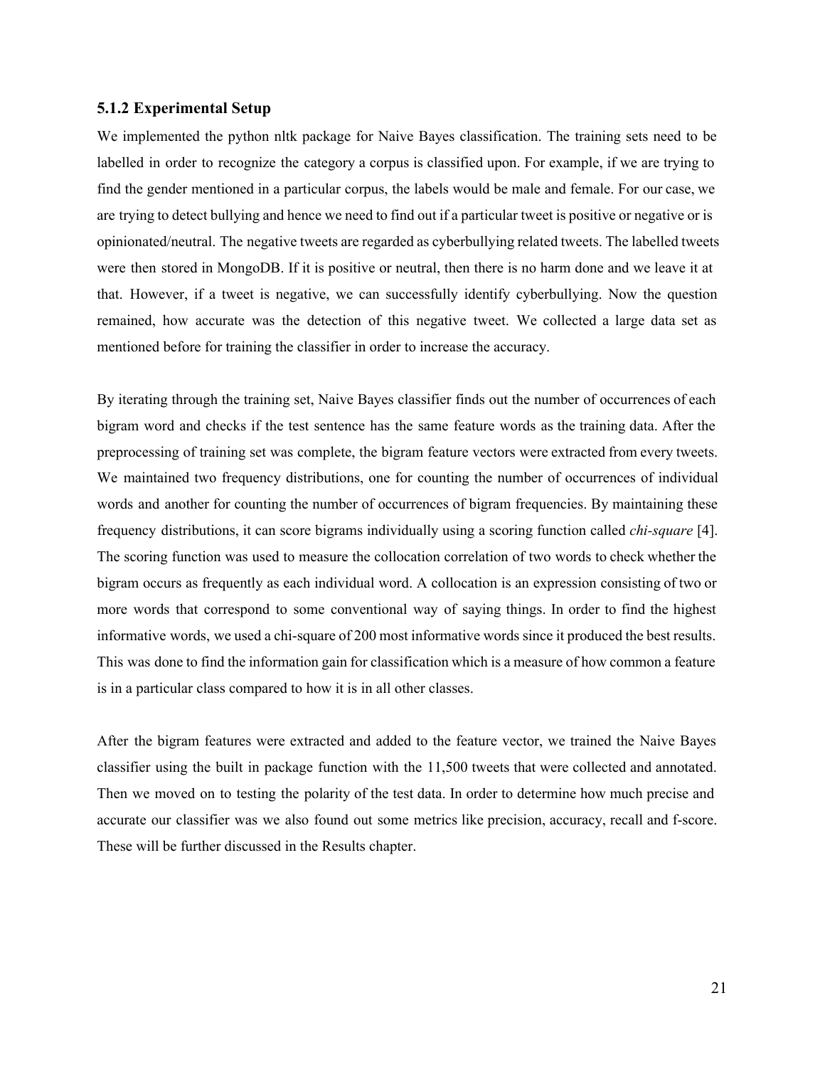### 5.1.2 Experimental Setup

We implemented the python nltk package for Naive Bayes classification. The training sets need to be labelled in order to recognize the category a corpus is classified upon. For example, if we are trying to find the gender mentioned in a particular corpus, the labels would be male and female. For our case, we are trying to detect bullying and hence we need to find out if a particular tweet is positive or negative or is opinionated/neutral. The negative tweets are regarded as cyberbullying related tweets. The labelled tweets were then stored in MongoDB. If it is positive or neutral, then there is no harm done and we leave it at that. However, if a tweet is negative, we can successfully identify cyberbullying. Now the question remained, how accurate was the detection of this negative tweet. We collected a large data set as mentioned before for training the classifier in order to increase the accuracy.

By iterating through the training set, Naive Bayes classifier finds out the number of occurrences of each bigram word and checks if the test sentence has the same feature words as the training data. After the preprocessing of training set was complete, the bigram feature vectors were extracted from every tweets. We maintained two frequency distributions, one for counting the number of occurrences of individual words and another for counting the number of occurrences of bigram frequencies. By maintaining these frequency distributions, it can score bigrams individually using a scoring function called *chi-square* [4]. The scoring function was used to measure the collocation correlation of two words to check whether the bigram occurs as frequently as each individual word. A collocation is an expression consisting of two or more words that correspond to some conventional way of saying things. In order to find the highest informative words, we used a chi-square of 200 most informative words since it produced the best results. This was done to find the information gain for classification which is a measure of how common a feature is in a particular class compared to how it is in all other classes.

After the bigram features were extracted and added to the feature vector, we trained the Naive Bayes classifier using the built in package function with the 11,500 tweets that were collected and annotated. Then we moved on to testing the polarity of the test data. In order to determine how much precise and accurate our classifier was we also found out some metrics like precision, accuracy, recall and f-score. These will be further discussed in the Results chapter.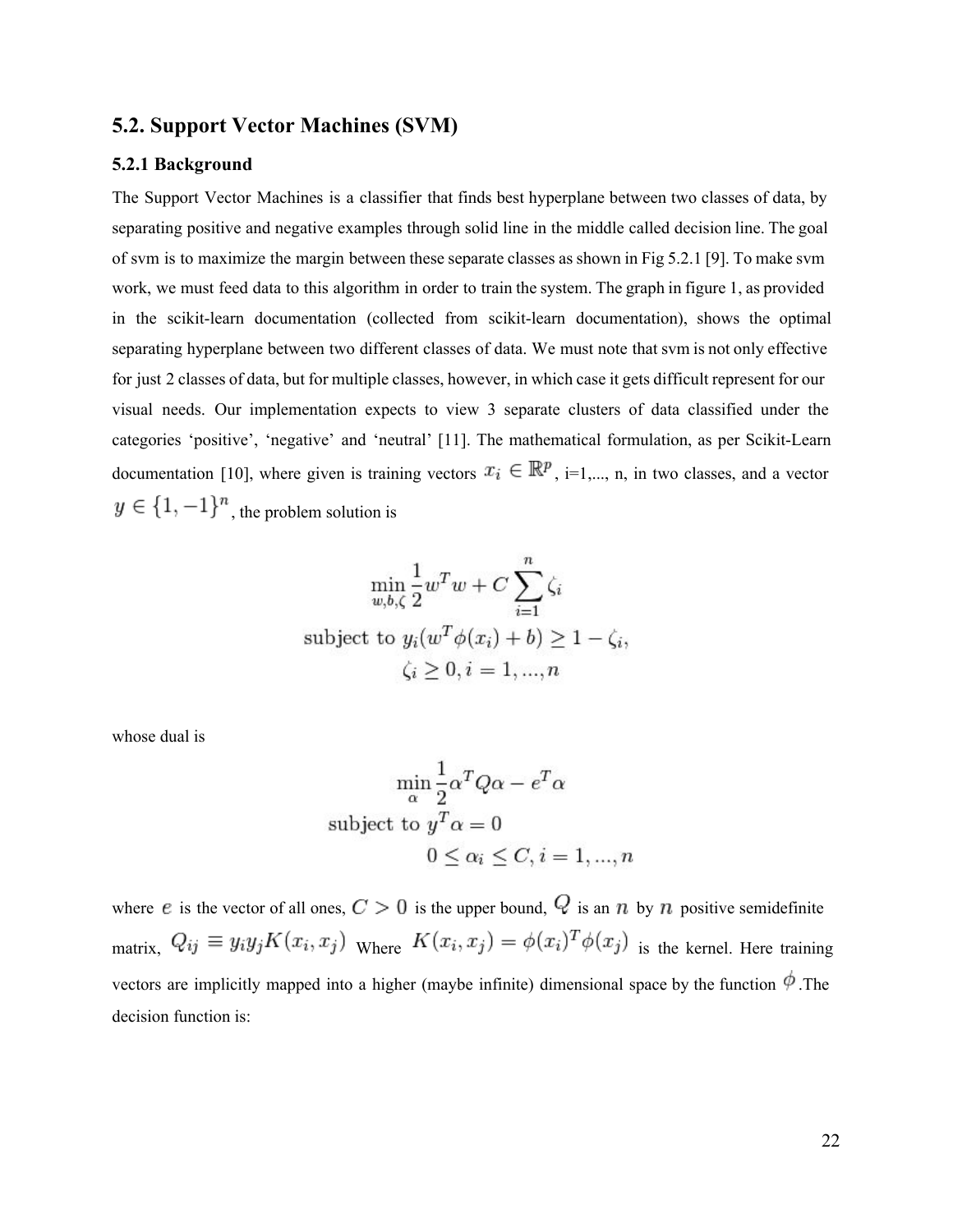## 5.2. Support Vector Machines (SVM)

### 5.2.1 Background

The Support Vector Machines is a classifier that finds best hyperplane between two classes of data, by separating positive and negative examples through solid line in the middle called decision line. The goal of svm is to maximize the margin between these separate classes as shown in Fig 5.2.1 [9]. To make svm work, we must feed data to this algorithm in order to train the system. The graph in figure 1, as provided in the scikit-learn documentation (collected from scikit-learn documentation), shows the optimal separating hyperplane between two different classes of data. We must note that svm is not only effective for just 2 classes of data, but for multiple classes, however, in which case it gets difficult represent for our visual needs. Our implementation expects to view 3 separate clusters of data classified under the categories 'positive', 'negative' and 'neutral' [11]. The mathematical formulation, as per Scikit-Learn documentation [10], where given is training vectors $x_i \in \mathbb{R}^p$, i=1,..., n, in two classes, and a vector $y \in \{1, -1\}^n$, the problem solution is

$$\min_{w,b,\zeta} \frac{1}{2} w^T w + C \sum_{i=1}^{n} \zeta_i$$

$$\text{subject to } y_i (w^T \phi(x_i) + b) \geq 1 - \zeta_i,$$

$$\zeta_i \geq 0, i = 1, ..., n$$

whose dual is

$$\min_{\alpha} \frac{1}{2} \alpha^T Q \alpha - e^T \alpha$$

$$\text{subject to } y^T \alpha = 0$$

$$0 \leq \alpha_i \leq C, i = 1, ..., n$$

where $e$ is the vector of all ones, $C > 0$ is the upper bound, $Q$ is an $n$ by $n$ positive semidefinite matrix, $Q_{ij} \equiv y_i y_j K(x_i, x_j)$ Where $K(x_i, x_j) = \phi(x_i)^T \phi(x_j)$ is the kernel. Here training vectors are implicitly mapped into a higher (maybe infinite) dimensional space by the function $\phi$.The decision function is: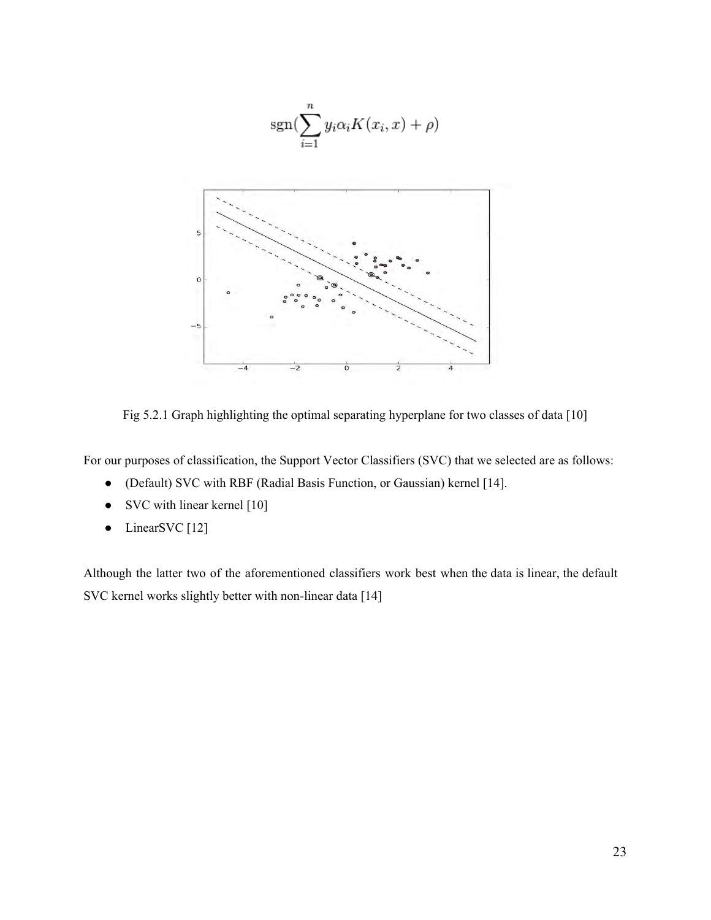$$\operatorname{sgn}\left(\sum_{i=1}^{n} y_i \alpha_i K(x_i, x) + \rho\right)$$

Fig 5.2.1 Graph highlighting the optimal separating hyperplane for two classes of data [10]

For our purposes of classification, the Support Vector Classifiers (SVC) that we selected are as follows:

- (Default) SVC with RBF (Radial Basis Function, or Gaussian) kernel [14].
- SVC with linear kernel [10]
- LinearSVC [12]

Although the latter two of the aforementioned classifiers work best when the data is linear, the default SVC kernel works slightly better with non-linear data [14]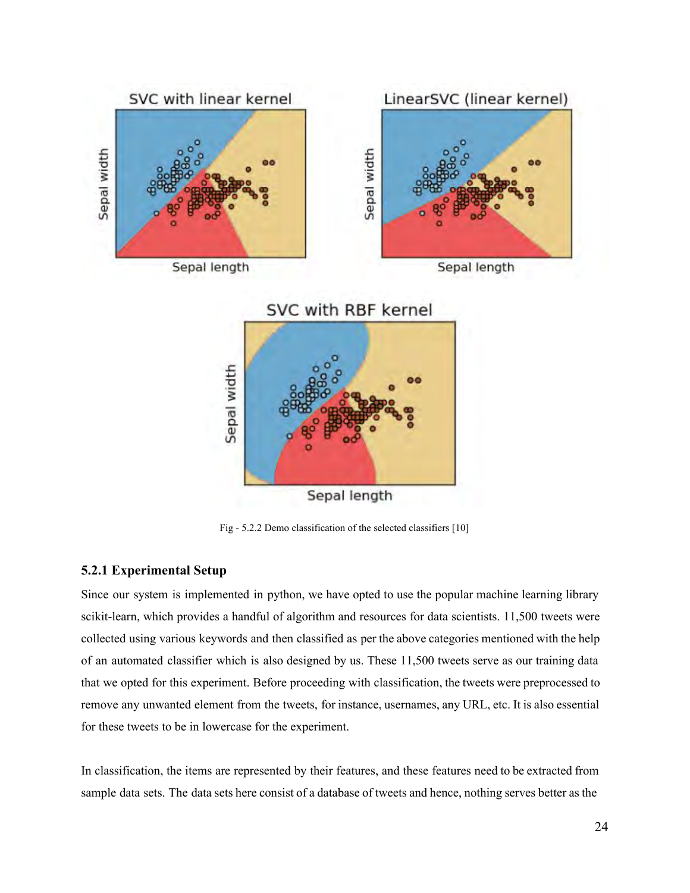Fig - 5.2.2 Demo classification of the selected classifiers [10]

### 5.2.1 Experimental Setup

Since our system is implemented in python, we have opted to use the popular machine learning library scikit-learn, which provides a handful of algorithm and resources for data scientists. 11,500 tweets were collected using various keywords and then classified as per the above categories mentioned with the help of an automated classifier which is also designed by us. These 11,500 tweets serve as our training data that we opted for this experiment. Before proceeding with classification, the tweets were preprocessed to remove any unwanted element from the tweets, for instance, usernames, any URL, etc. It is also essential for these tweets to be in lowercase for the experiment.

In classification, the items are represented by their features, and these features need to be extracted from sample data sets. The data sets here consist of a database of tweets and hence, nothing serves better as the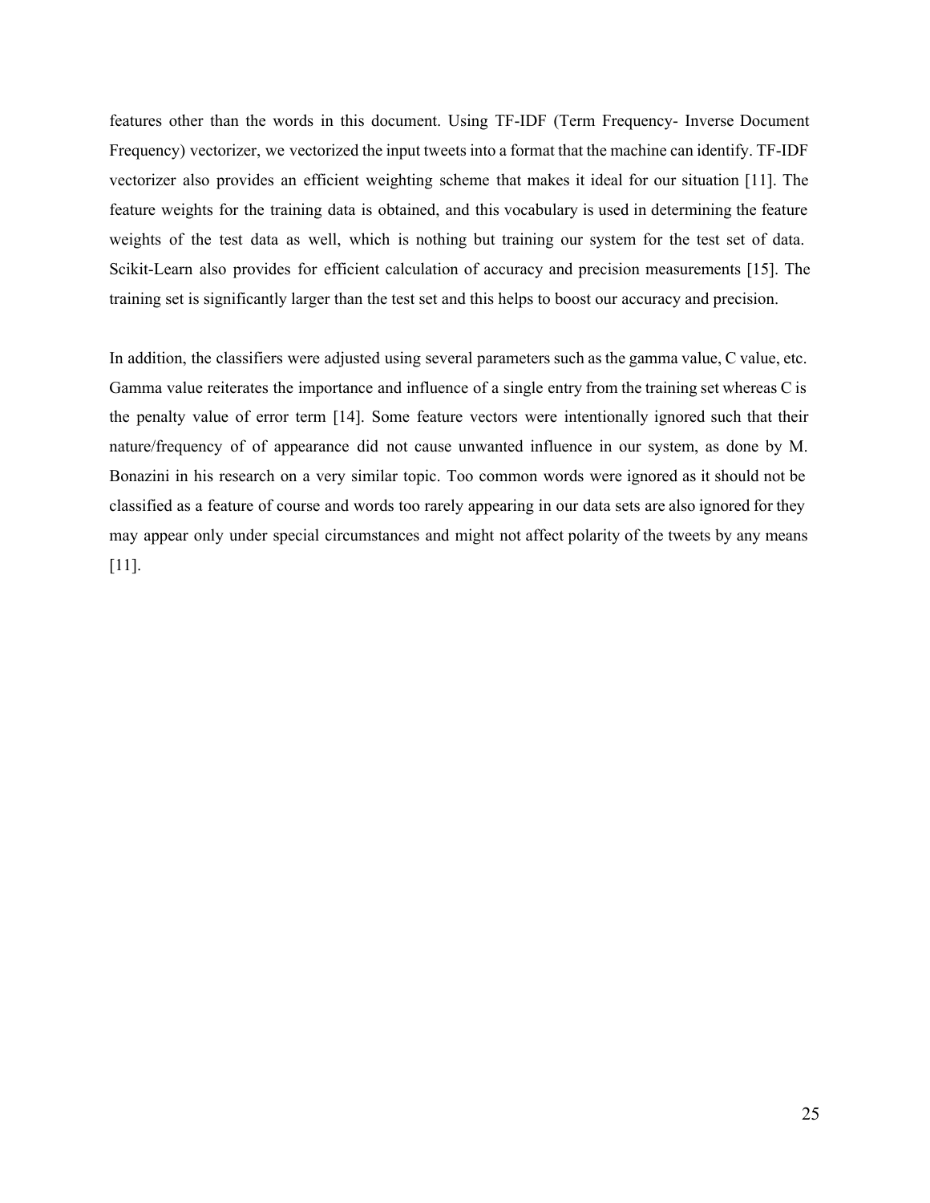features other than the words in this document. Using TF-IDF (Term Frequency- Inverse Document Frequency) vectorizer, we vectorized the input tweets into a format that the machine can identify. TF-IDF vectorizer also provides an efficient weighting scheme that makes it ideal for our situation [11]. The feature weights for the training data is obtained, and this vocabulary is used in determining the feature weights of the test data as well, which is nothing but training our system for the test set of data. Scikit-Learn also provides for efficient calculation of accuracy and precision measurements [15]. The training set is significantly larger than the test set and this helps to boost our accuracy and precision.

In addition, the classifiers were adjusted using several parameters such as the gamma value, C value, etc. Gamma value reiterates the importance and influence of a single entry from the training set whereas C is the penalty value of error term [14]. Some feature vectors were intentionally ignored such that their nature/frequency of of appearance did not cause unwanted influence in our system, as done by M. Bonazini in his research on a very similar topic. Too common words were ignored as it should not be classified as a feature of course and words too rarely appearing in our data sets are also ignored for they may appear only under special circumstances and might not affect polarity of the tweets by any means [11].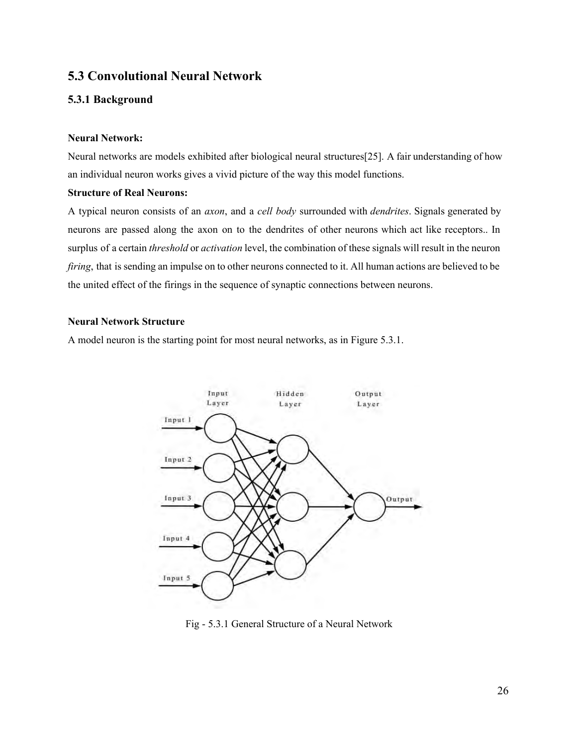## 5.3 Convolutional Neural Network

### 5.3.1 Background

**Neural Network:**

Neural networks are models exhibited after biological neural structures[25]. A fair understanding of how an individual neuron works gives a vivid picture of the way this model functions.

**Structure of Real Neurons:**

A typical neuron consists of an *axon*, and a *cell body* surrounded with *dendrites*. Signals generated by neurons are passed along the axon on to the dendrites of other neurons which act like receptors.. In surplus of a certain *threshold* or *activation* level, the combination of these signals will result in the neuron *firing*, that is sending an impulse on to other neurons connected to it. All human actions are believed to be the united effect of the firings in the sequence of synaptic connections between neurons.

**Neural Network Structure**

A model neuron is the starting point for most neural networks, as in Figure 5.3.1.

Fig - 5.3.1 General Structure of a Neural Network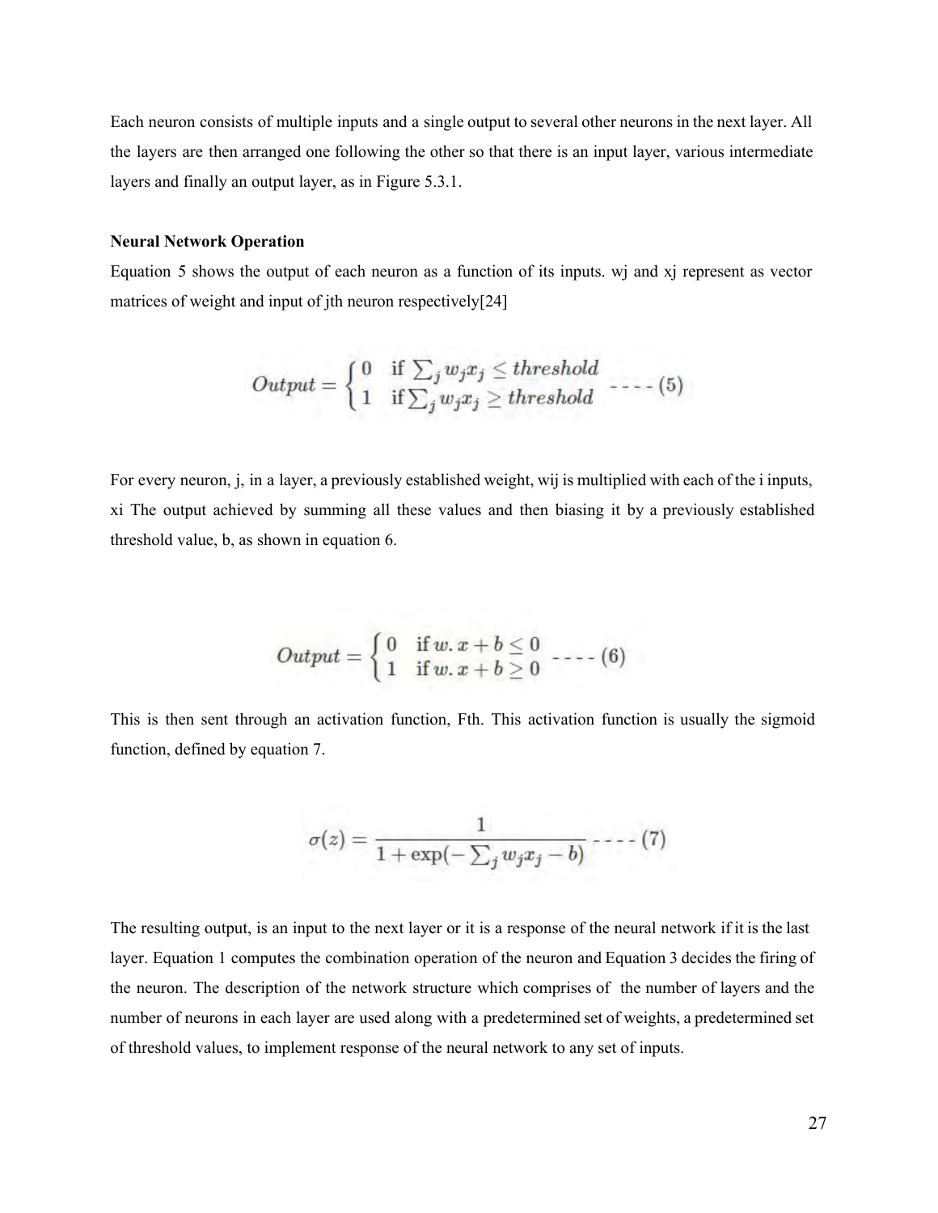Each neuron consists of multiple inputs and a single output to several other neurons in the next layer. All the layers are then arranged one following the other so that there is an input layer, various intermediate layers and finally an output layer, as in Figure 5.3.1.

**Neural Network Operation**

Equation 5 shows the output of each neuron as a function of its inputs. wj and xj represent as vector matrices of weight and input of jth neuron respectively[24]

$$Output = \begin{cases} 0 & \text{if } \sum_j w_j x_j \leq threshold \\ 1 & \text{if} \sum_j w_j x_j \geq threshold \end{cases} \quad ---- (5)$$

For every neuron, j, in a layer, a previously established weight, wij is multiplied with each of the i inputs, xi The output achieved by summing all these values and then biasing it by a previously established threshold value, b, as shown in equation 6.

$$Output = \begin{cases} 0 & \text{if } w.x + b \leq 0 \\ 1 & \text{if } w.x + b \geq 0 \end{cases} \quad ---- (6)$$

This is then sent through an activation function, Fth. This activation function is usually the sigmoid function, defined by equation 7.

$$\sigma(z) = \frac{1}{1 + \exp(-\sum_j w_j x_j - b)} \quad ---- (7)$$

The resulting output, is an input to the next layer or it is a response of the neural network if it is the last layer. Equation 1 computes the combination operation of the neuron and Equation 3 decides the firing of the neuron. The description of the network structure which comprises of the number of layers and the number of neurons in each layer are used along with a predetermined set of weights, a predetermined set of threshold values, to implement response of the neural network to any set of inputs.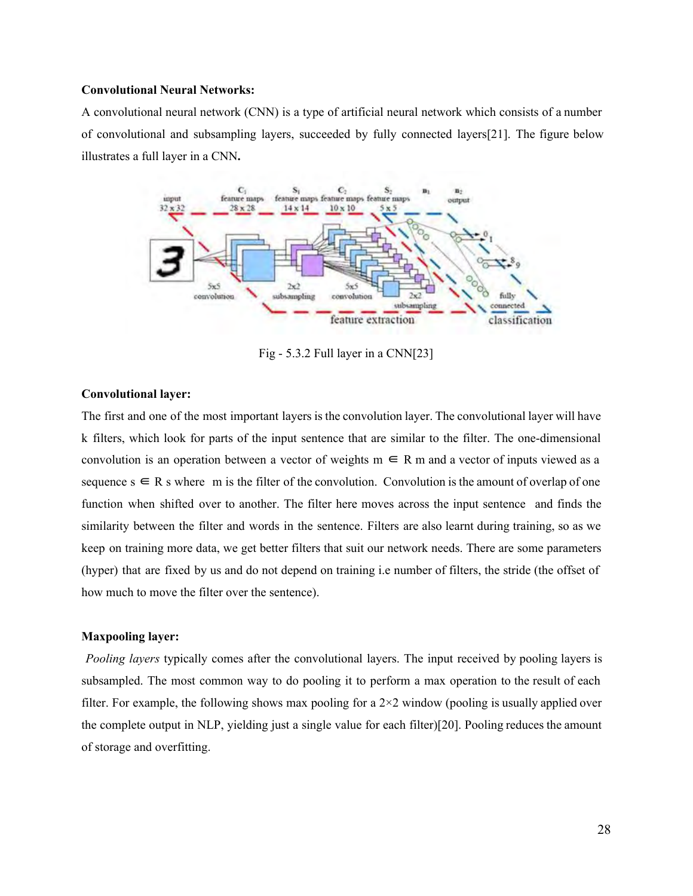**Convolutional Neural Networks:**

A convolutional neural network (CNN) is a type of artificial neural network which consists of a number of convolutional and subsampling layers, succeeded by fully connected layers[21]. The figure below illustrates a full layer in a CNN**.**

Fig - 5.3.2 Full layer in a CNN[23]

**Convolutional layer:**

The first and one of the most important layers is the convolution layer. The convolutional layer will have k filters, which look for parts of the input sentence that are similar to the filter. The one-dimensional convolution is an operation between a vector of weights $m \in R$ m and a vector of inputs viewed as a sequence $s \in R$ s where m is the filter of the convolution. Convolution is the amount of overlap of one function when shifted over to another. The filter here moves across the input sentence and finds the similarity between the filter and words in the sentence. Filters are also learnt during training, so as we keep on training more data, we get better filters that suit our network needs. There are some parameters (hyper) that are fixed by us and do not depend on training i.e number of filters, the stride (the offset of how much to move the filter over the sentence).

**Maxpooling layer:**

*Pooling layers* typically comes after the convolutional layers. The input received by pooling layers is subsampled. The most common way to do pooling it to perform a max operation to the result of each filter. For example, the following shows max pooling for a 2×2 window (pooling is usually applied over the complete output in NLP, yielding just a single value for each filter)[20]. Pooling reduces the amount of storage and overfitting.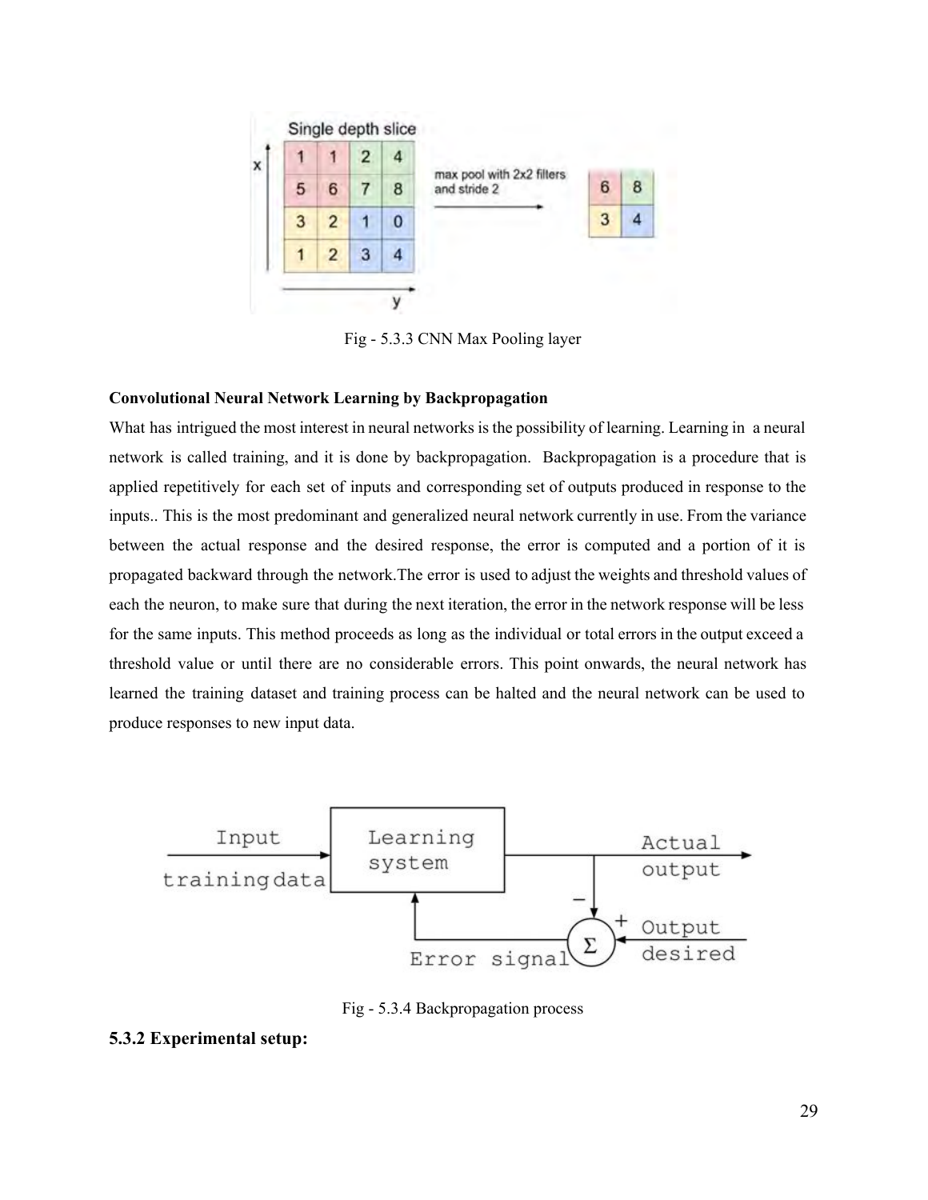Fig - 5.3.3 CNN Max Pooling layer

**Convolutional Neural Network Learning by Backpropagation**

What has intrigued the most interest in neural networks is the possibility of learning. Learning in a neural network is called training, and it is done by backpropagation. Backpropagation is a procedure that is applied repetitively for each set of inputs and corresponding set of outputs produced in response to the inputs.. This is the most predominant and generalized neural network currently in use. From the variance between the actual response and the desired response, the error is computed and a portion of it is propagated backward through the network.The error is used to adjust the weights and threshold values of each the neuron, to make sure that during the next iteration, the error in the network response will be less for the same inputs. This method proceeds as long as the individual or total errors in the output exceed a threshold value or until there are no considerable errors. This point onwards, the neural network has learned the training dataset and training process can be halted and the neural network can be used to produce responses to new input data.

Fig - 5.3.4 Backpropagation process

### 5.3.2 Experimental setup: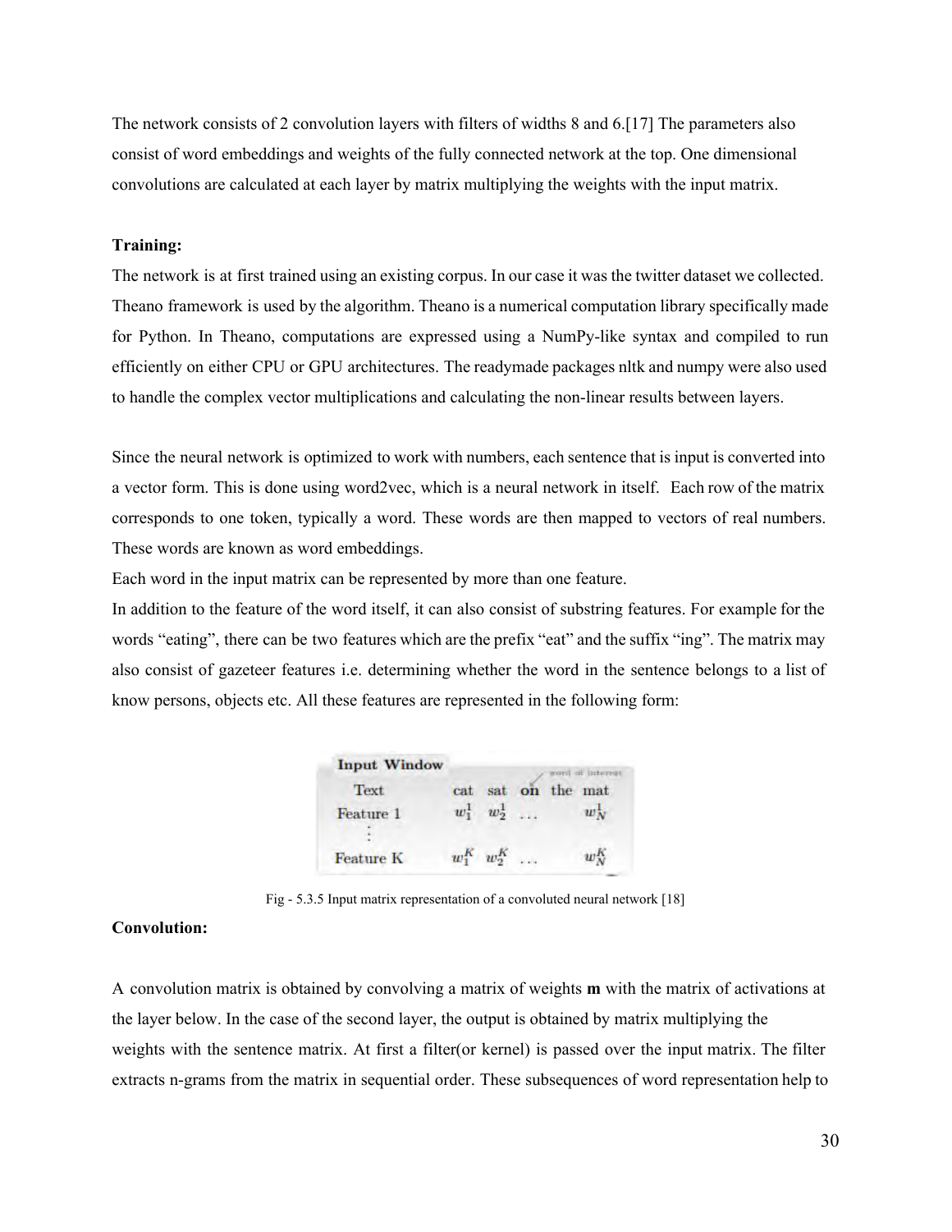The network consists of 2 convolution layers with filters of widths 8 and 6.[17] The parameters also consist of word embeddings and weights of the fully connected network at the top. One dimensional convolutions are calculated at each layer by matrix multiplying the weights with the input matrix.

**Training:**

The network is at first trained using an existing corpus. In our case it was the twitter dataset we collected. Theano framework is used by the algorithm. Theano is a numerical computation library specifically made for Python. In Theano, computations are expressed using a NumPy-like syntax and compiled to run efficiently on either CPU or GPU architectures. The readymade packages nltk and numpy were also used to handle the complex vector multiplications and calculating the non-linear results between layers.

Since the neural network is optimized to work with numbers, each sentence that is input is converted into a vector form. This is done using word2vec, which is a neural network in itself. Each row of the matrix corresponds to one token, typically a word. These words are then mapped to vectors of real numbers. These words are known as word embeddings.

Each word in the input matrix can be represented by more than one feature.

In addition to the feature of the word itself, it can also consist of substring features. For example for the words "eating", there can be two features which are the prefix "eat" and the suffix "ing". The matrix may also consist of gazeteer features i.e. determining whether the word in the sentence belongs to a list of know persons, objects etc. All these features are represented in the following form:

**Input Window**

| | | | word of interest | | |
|---|---|---|---|---|---|
| Text | cat | sat | **on** | the | mat |
| Feature 1 | $w_1^1$ | $w_2^1$ | ... | | $w_N^1$ |
| ⋮ | | | | | |
| Feature K | $w_1^K$ | $w_2^K$ | ... | | $w_N^K$ |

Fig - 5.3.5 Input matrix representation of a convoluted neural network [18]

**Convolution:**

A convolution matrix is obtained by convolving a matrix of weights **m** with the matrix of activations at the layer below. In the case of the second layer, the output is obtained by matrix multiplying the weights with the sentence matrix. At first a filter(or kernel) is passed over the input matrix. The filter extracts n-grams from the matrix in sequential order. These subsequences of word representation help to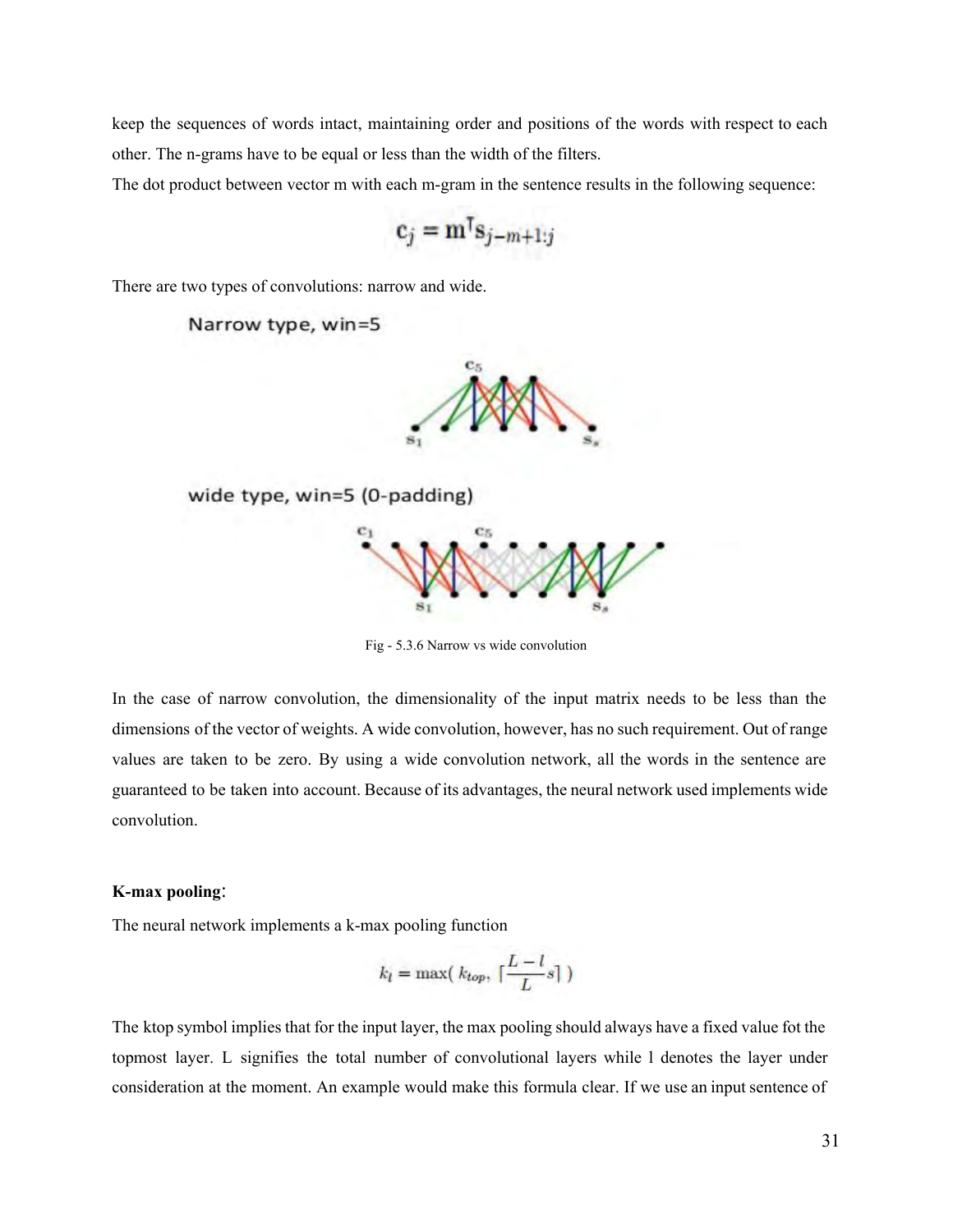keep the sequences of words intact, maintaining order and positions of the words with respect to each other. The n-grams have to be equal or less than the width of the filters.

The dot product between vector m with each m-gram in the sentence results in the following sequence:

$$\mathbf{c}_j = \mathbf{m}^\mathsf{T}\mathbf{s}_{j-m+1:j}$$

There are two types of convolutions: narrow and wide.

Fig - 5.3.6 Narrow vs wide convolution

In the case of narrow convolution, the dimensionality of the input matrix needs to be less than the dimensions of the vector of weights. A wide convolution, however, has no such requirement. Out of range values are taken to be zero. By using a wide convolution network, all the words in the sentence are guaranteed to be taken into account. Because of its advantages, the neural network used implements wide convolution.

**K-max pooling**:

The neural network implements a k-max pooling function

$$k_l = \max(\ k_{top},\ \lceil \frac{L-l}{L} s \rceil\ )$$

The ktop symbol implies that for the input layer, the max pooling should always have a fixed value fot the topmost layer. L signifies the total number of convolutional layers while l denotes the layer under consideration at the moment. An example would make this formula clear. If we use an input sentence of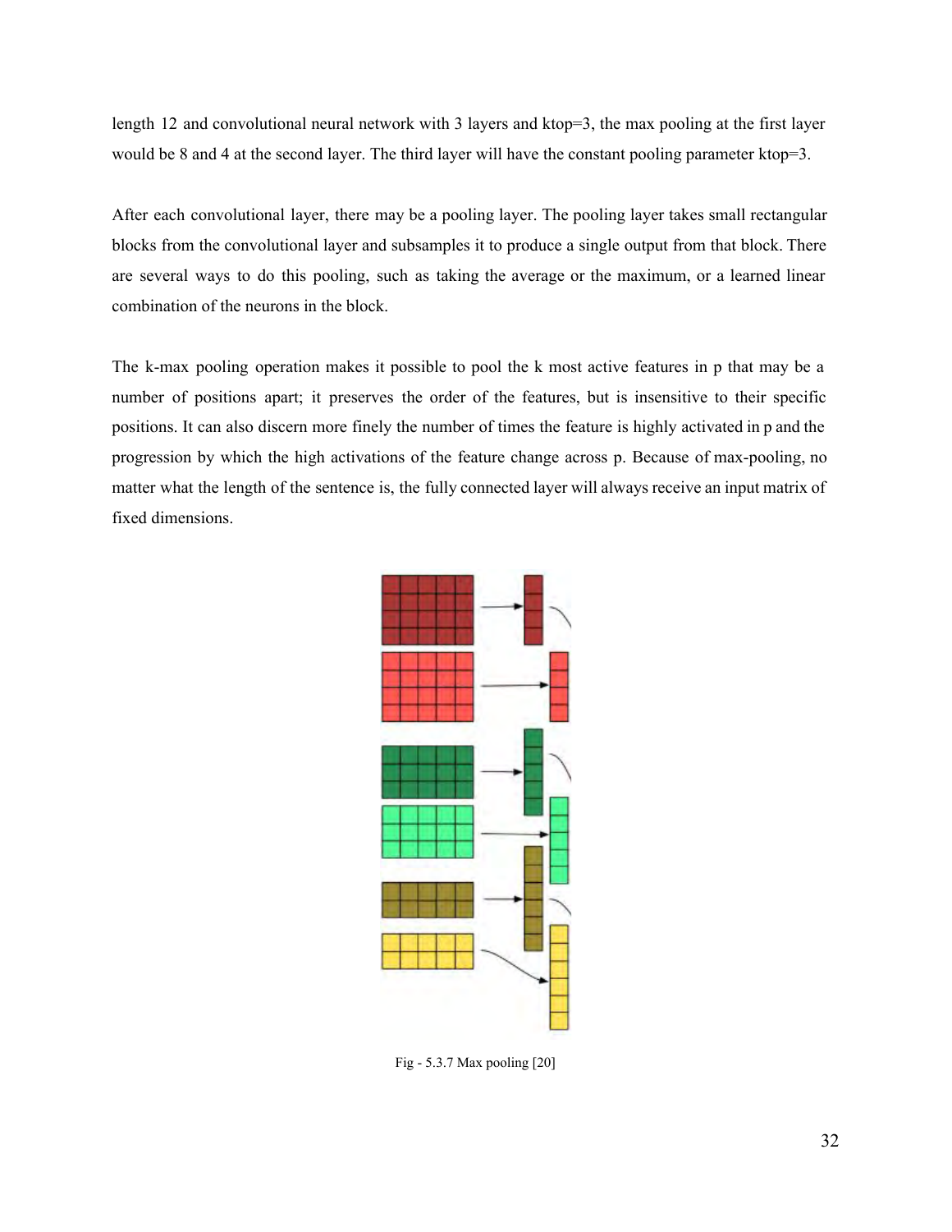length 12 and convolutional neural network with 3 layers and ktop=3, the max pooling at the first layer would be 8 and 4 at the second layer. The third layer will have the constant pooling parameter ktop=3.

After each convolutional layer, there may be a pooling layer. The pooling layer takes small rectangular blocks from the convolutional layer and subsamples it to produce a single output from that block. There are several ways to do this pooling, such as taking the average or the maximum, or a learned linear combination of the neurons in the block.

The k-max pooling operation makes it possible to pool the k most active features in p that may be a number of positions apart; it preserves the order of the features, but is insensitive to their specific positions. It can also discern more finely the number of times the feature is highly activated in p and the progression by which the high activations of the feature change across p. Because of max-pooling, no matter what the length of the sentence is, the fully connected layer will always receive an input matrix of fixed dimensions.

Fig - 5.3.7 Max pooling [20]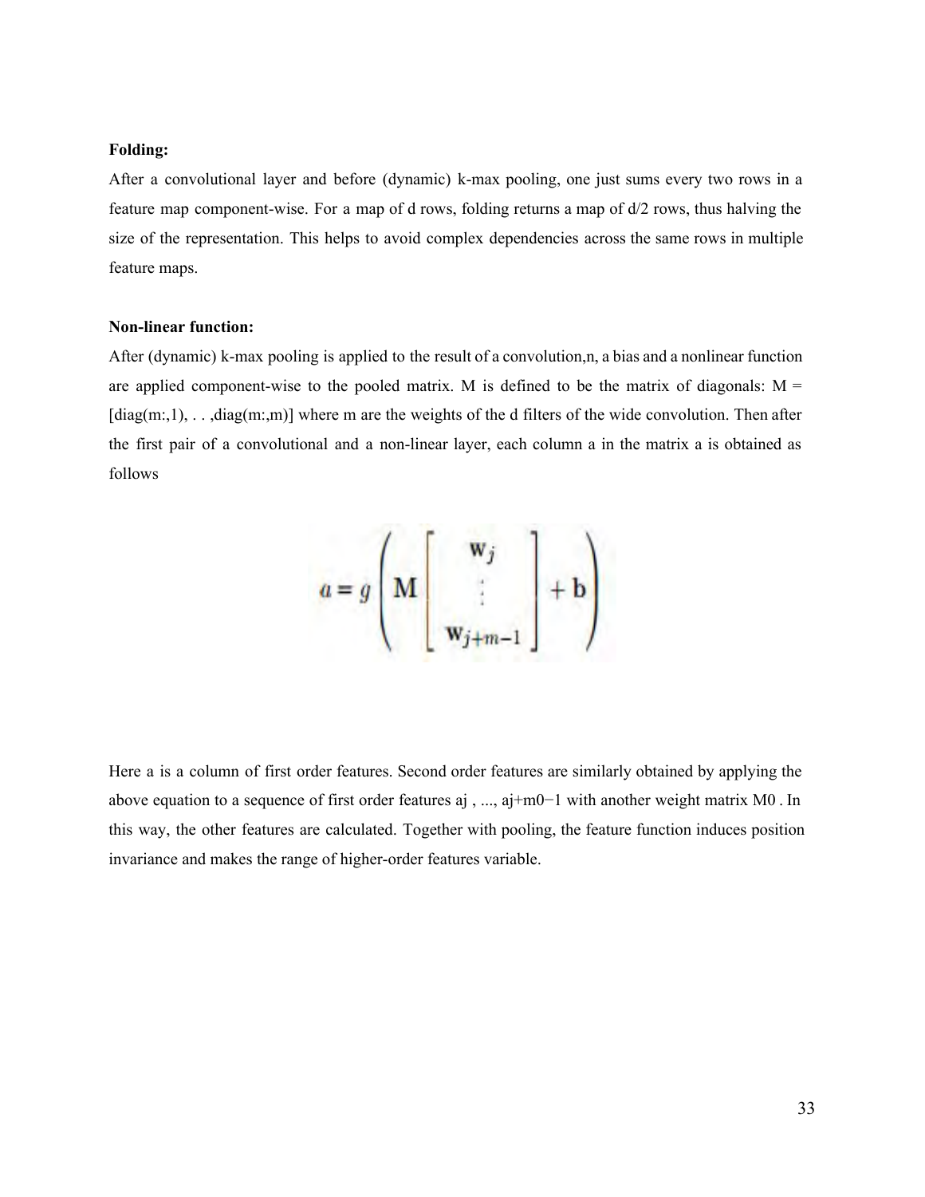**Folding:**

After a convolutional layer and before (dynamic) k-max pooling, one just sums every two rows in a feature map component-wise. For a map of d rows, folding returns a map of d/2 rows, thus halving the size of the representation. This helps to avoid complex dependencies across the same rows in multiple feature maps.

**Non-linear function:**

After (dynamic) k-max pooling is applied to the result of a convolution,n, a bias and a nonlinear function are applied component-wise to the pooled matrix. M is defined to be the matrix of diagonals: M = [diag(m:,1), . . ,diag(m:,m)] where m are the weights of the d filters of the wide convolution. Then after the first pair of a convolutional and a non-linear layer, each column a in the matrix a is obtained as follows

$$a = g\left(\mathbf{M}\begin{bmatrix} \mathbf{w}_j \\ \vdots \\ \mathbf{w}_{j+m-1} \end{bmatrix} + \mathbf{b}\right)$$

Here a is a column of first order features. Second order features are similarly obtained by applying the above equation to a sequence of first order features aj , ..., aj+m0−1 with another weight matrix M0 . In this way, the other features are calculated. Together with pooling, the feature function induces position invariance and makes the range of higher-order features variable.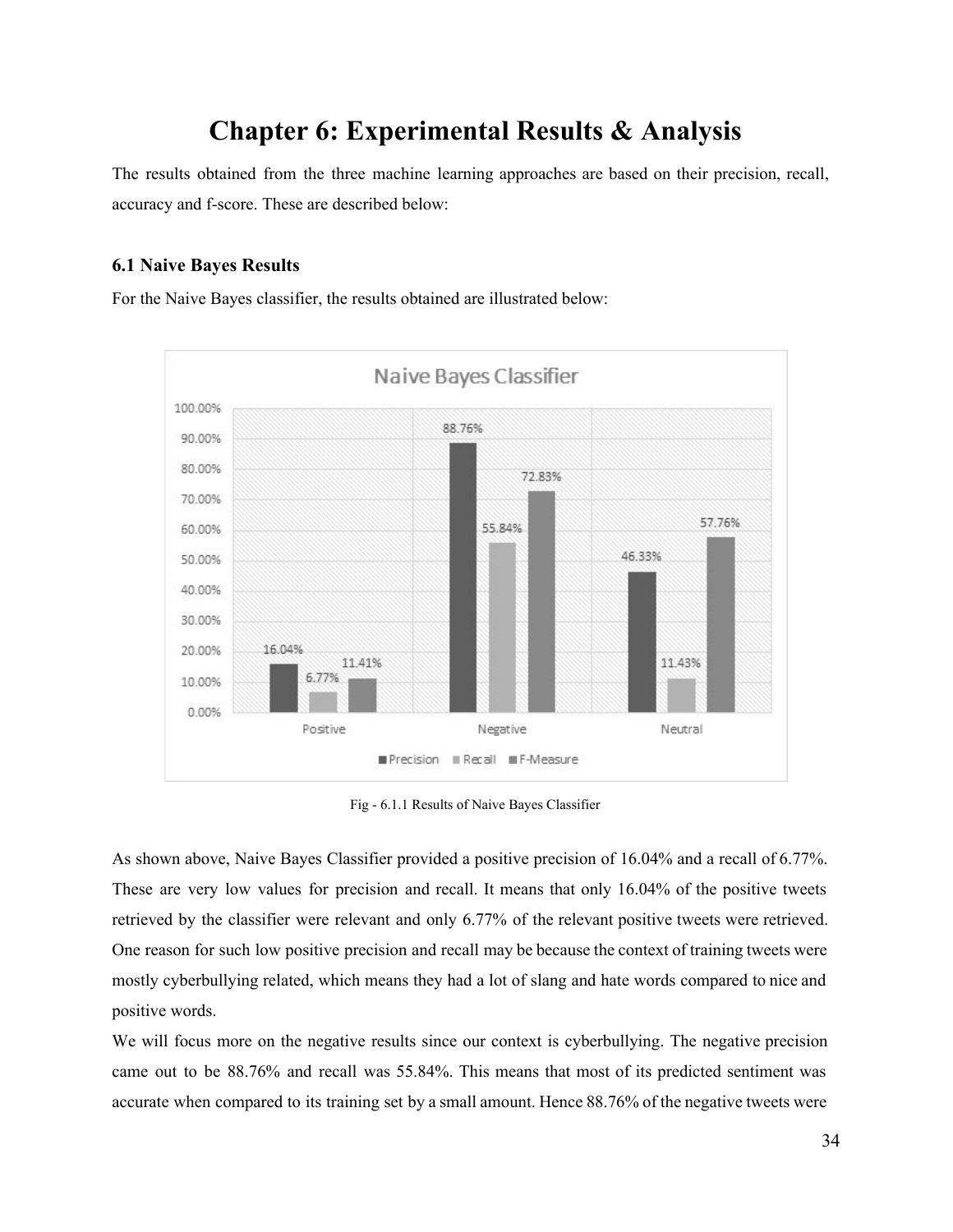# Chapter 6: Experimental Results & Analysis

The results obtained from the three machine learning approaches are based on their precision, recall, accuracy and f-score. These are described below:

### 6.1 Naive Bayes Results

For the Naive Bayes classifier, the results obtained are illustrated below:

Fig - 6.1.1 Results of Naive Bayes Classifier

As shown above, Naive Bayes Classifier provided a positive precision of 16.04% and a recall of 6.77%. These are very low values for precision and recall. It means that only 16.04% of the positive tweets retrieved by the classifier were relevant and only 6.77% of the relevant positive tweets were retrieved. One reason for such low positive precision and recall may be because the context of training tweets were mostly cyberbullying related, which means they had a lot of slang and hate words compared to nice and positive words.

We will focus more on the negative results since our context is cyberbullying. The negative precision came out to be 88.76% and recall was 55.84%. This means that most of its predicted sentiment was accurate when compared to its training set by a small amount. Hence 88.76% of the negative tweets were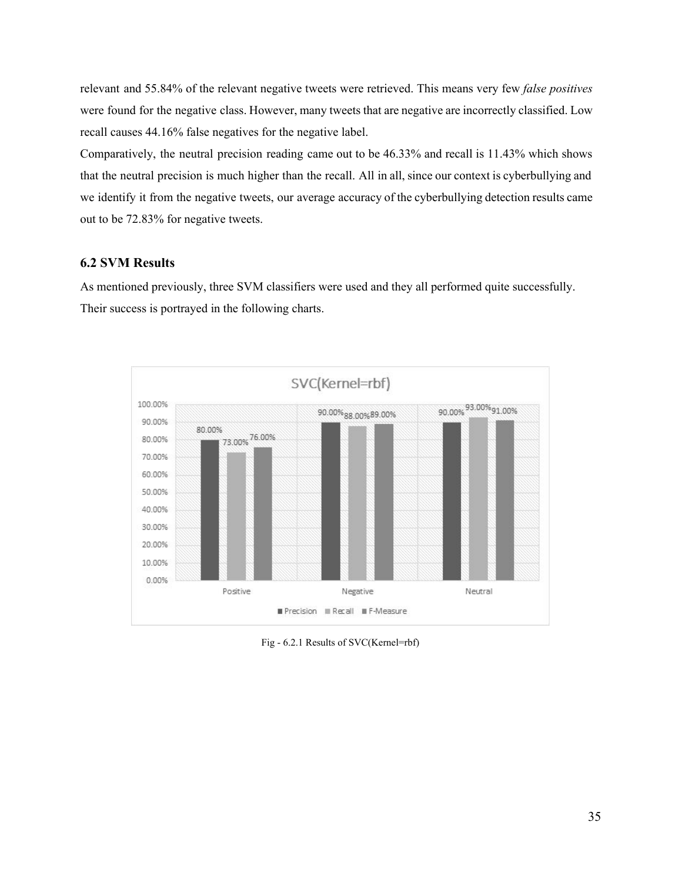relevant and 55.84% of the relevant negative tweets were retrieved. This means very few *false positives* were found for the negative class. However, many tweets that are negative are incorrectly classified. Low recall causes 44.16% false negatives for the negative label.

Comparatively, the neutral precision reading came out to be 46.33% and recall is 11.43% which shows that the neutral precision is much higher than the recall. All in all, since our context is cyberbullying and we identify it from the negative tweets, our average accuracy of the cyberbullying detection results came out to be 72.83% for negative tweets.

### 6.2 SVM Results

As mentioned previously, three SVM classifiers were used and they all performed quite successfully. Their success is portrayed in the following charts.

| SVC(Kernel=rbf) | Precision | Recall | F-Measure |
|---|---|---|---|
| Positive | 80.00% | 73.00% | 76.00% |
| Negative | 90.00% | 88.00% | 89.00% |
| Neutral | 90.00% | 93.00% | 91.00% |

Fig - 6.2.1 Results of SVC(Kernel=rbf)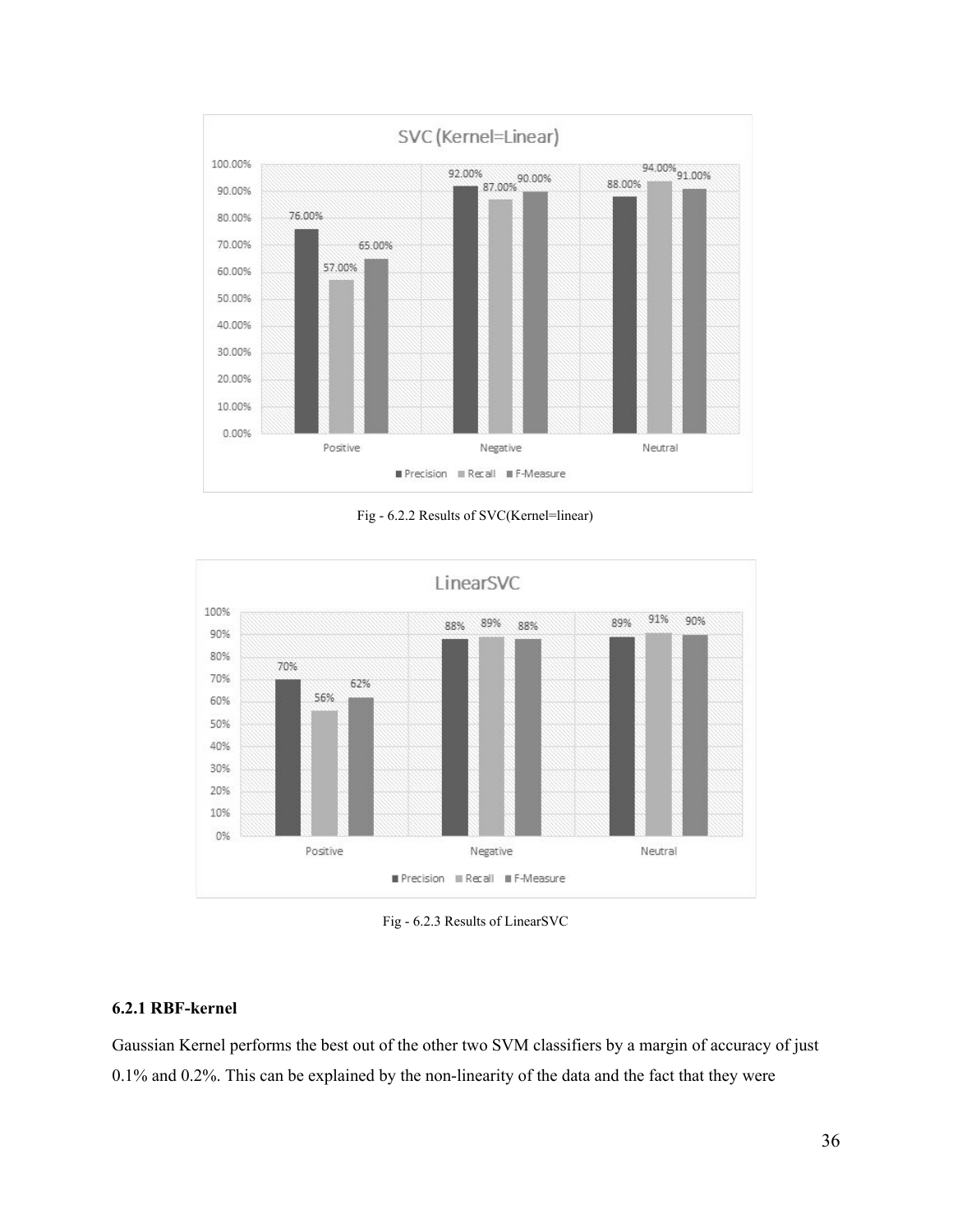Fig - 6.2.2 Results of SVC(Kernel=linear)

Fig - 6.2.3 Results of LinearSVC

### 6.2.1 RBF-kernel

Gaussian Kernel performs the best out of the other two SVM classifiers by a margin of accuracy of just 0.1% and 0.2%. This can be explained by the non-linearity of the data and the fact that they were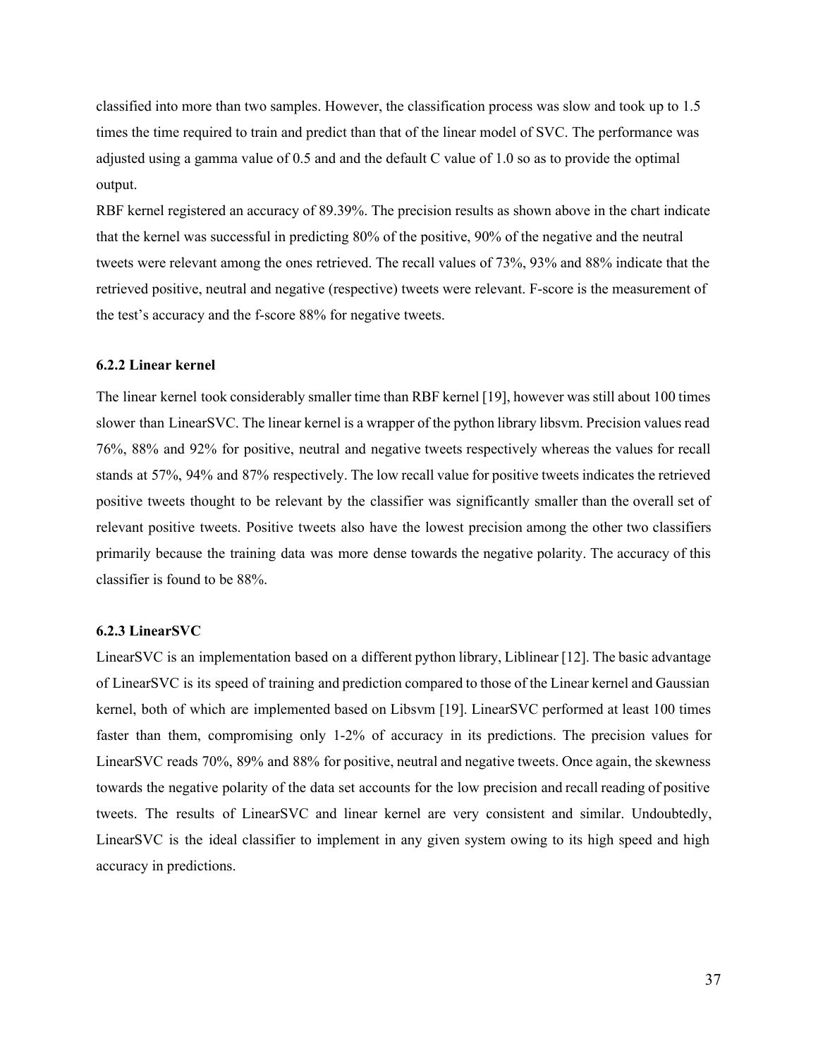classified into more than two samples. However, the classification process was slow and took up to 1.5 times the time required to train and predict than that of the linear model of SVC. The performance was adjusted using a gamma value of 0.5 and and the default C value of 1.0 so as to provide the optimal output.

RBF kernel registered an accuracy of 89.39%. The precision results as shown above in the chart indicate that the kernel was successful in predicting 80% of the positive, 90% of the negative and the neutral tweets were relevant among the ones retrieved. The recall values of 73%, 93% and 88% indicate that the retrieved positive, neutral and negative (respective) tweets were relevant. F-score is the measurement of the test's accuracy and the f-score 88% for negative tweets.

### 6.2.2 Linear kernel

The linear kernel took considerably smaller time than RBF kernel [19], however was still about 100 times slower than LinearSVC. The linear kernel is a wrapper of the python library libsvm. Precision values read 76%, 88% and 92% for positive, neutral and negative tweets respectively whereas the values for recall stands at 57%, 94% and 87% respectively. The low recall value for positive tweets indicates the retrieved positive tweets thought to be relevant by the classifier was significantly smaller than the overall set of relevant positive tweets. Positive tweets also have the lowest precision among the other two classifiers primarily because the training data was more dense towards the negative polarity. The accuracy of this classifier is found to be 88%.

### 6.2.3 LinearSVC

LinearSVC is an implementation based on a different python library, Liblinear [12]. The basic advantage of LinearSVC is its speed of training and prediction compared to those of the Linear kernel and Gaussian kernel, both of which are implemented based on Libsvm [19]. LinearSVC performed at least 100 times faster than them, compromising only 1-2% of accuracy in its predictions. The precision values for LinearSVC reads 70%, 89% and 88% for positive, neutral and negative tweets. Once again, the skewness towards the negative polarity of the data set accounts for the low precision and recall reading of positive tweets. The results of LinearSVC and linear kernel are very consistent and similar. Undoubtedly, LinearSVC is the ideal classifier to implement in any given system owing to its high speed and high accuracy in predictions.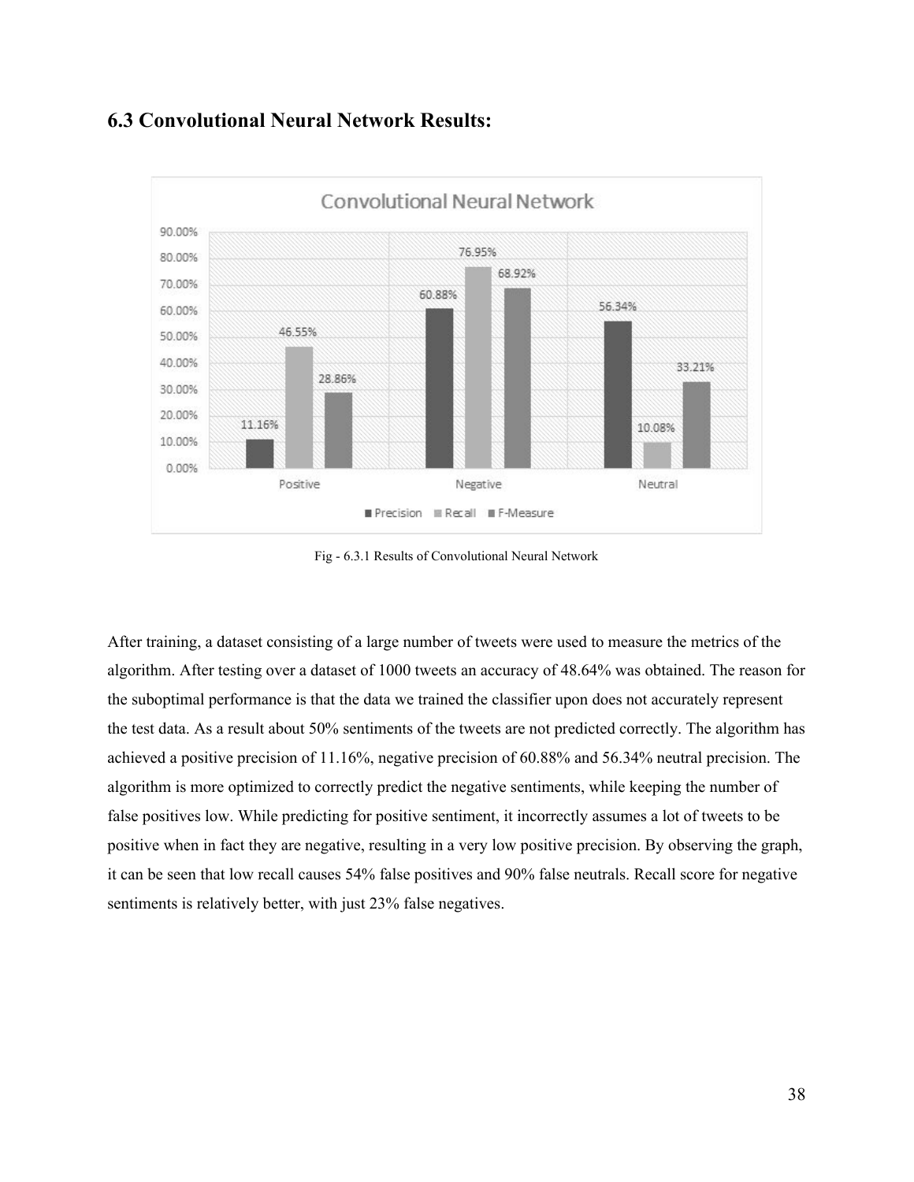## 6.3 Convolutional Neural Network Results:

Fig - 6.3.1 Results of Convolutional Neural Network

After training, a dataset consisting of a large number of tweets were used to measure the metrics of the algorithm. After testing over a dataset of 1000 tweets an accuracy of 48.64% was obtained. The reason for the suboptimal performance is that the data we trained the classifier upon does not accurately represent the test data. As a result about 50% sentiments of the tweets are not predicted correctly. The algorithm has achieved a positive precision of 11.16%, negative precision of 60.88% and 56.34% neutral precision. The algorithm is more optimized to correctly predict the negative sentiments, while keeping the number of false positives low. While predicting for positive sentiment, it incorrectly assumes a lot of tweets to be positive when in fact they are negative, resulting in a very low positive precision. By observing the graph, it can be seen that low recall causes 54% false positives and 90% false neutrals. Recall score for negative sentiments is relatively better, with just 23% false negatives.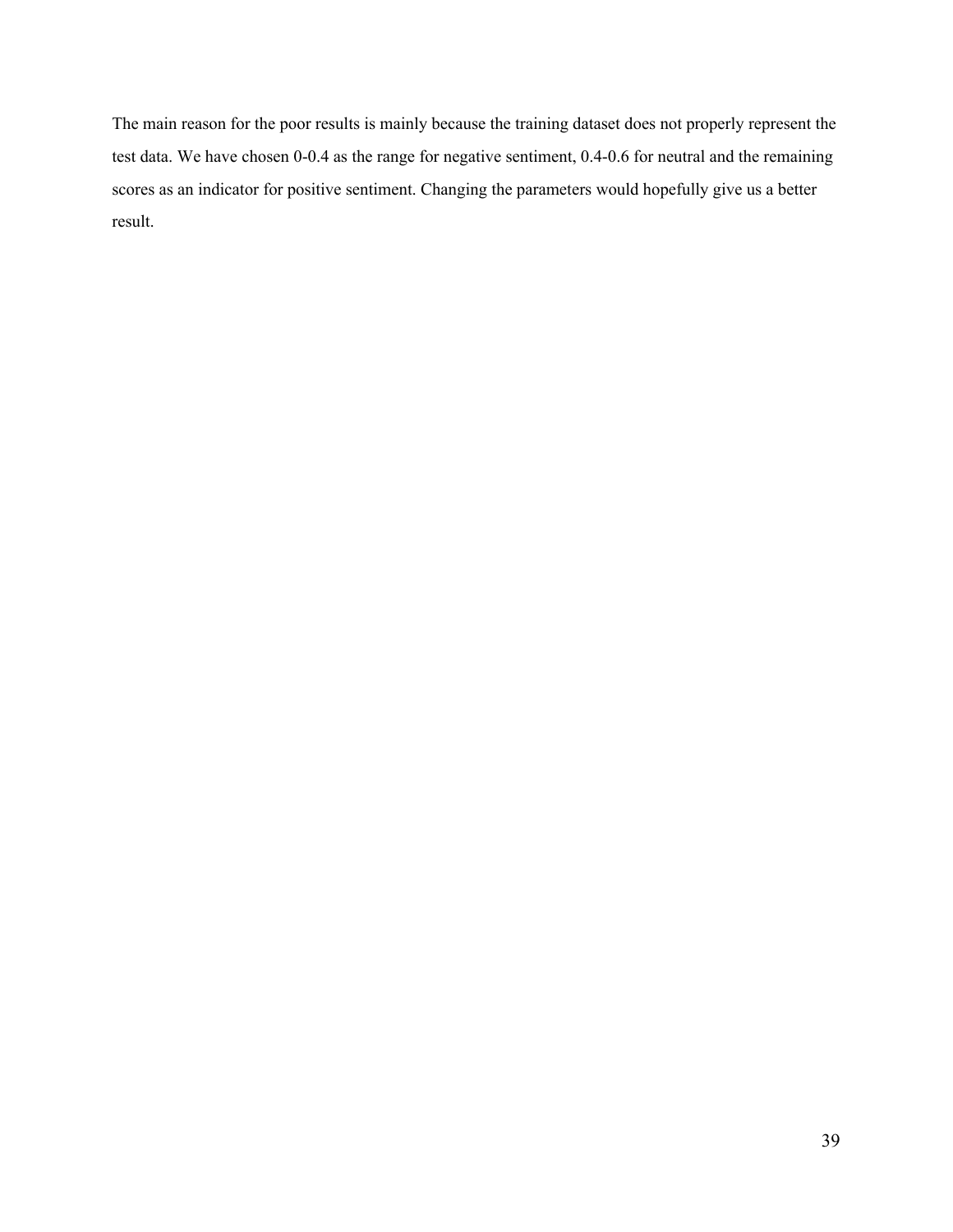The main reason for the poor results is mainly because the training dataset does not properly represent the test data. We have chosen 0-0.4 as the range for negative sentiment, 0.4-0.6 for neutral and the remaining scores as an indicator for positive sentiment. Changing the parameters would hopefully give us a better result.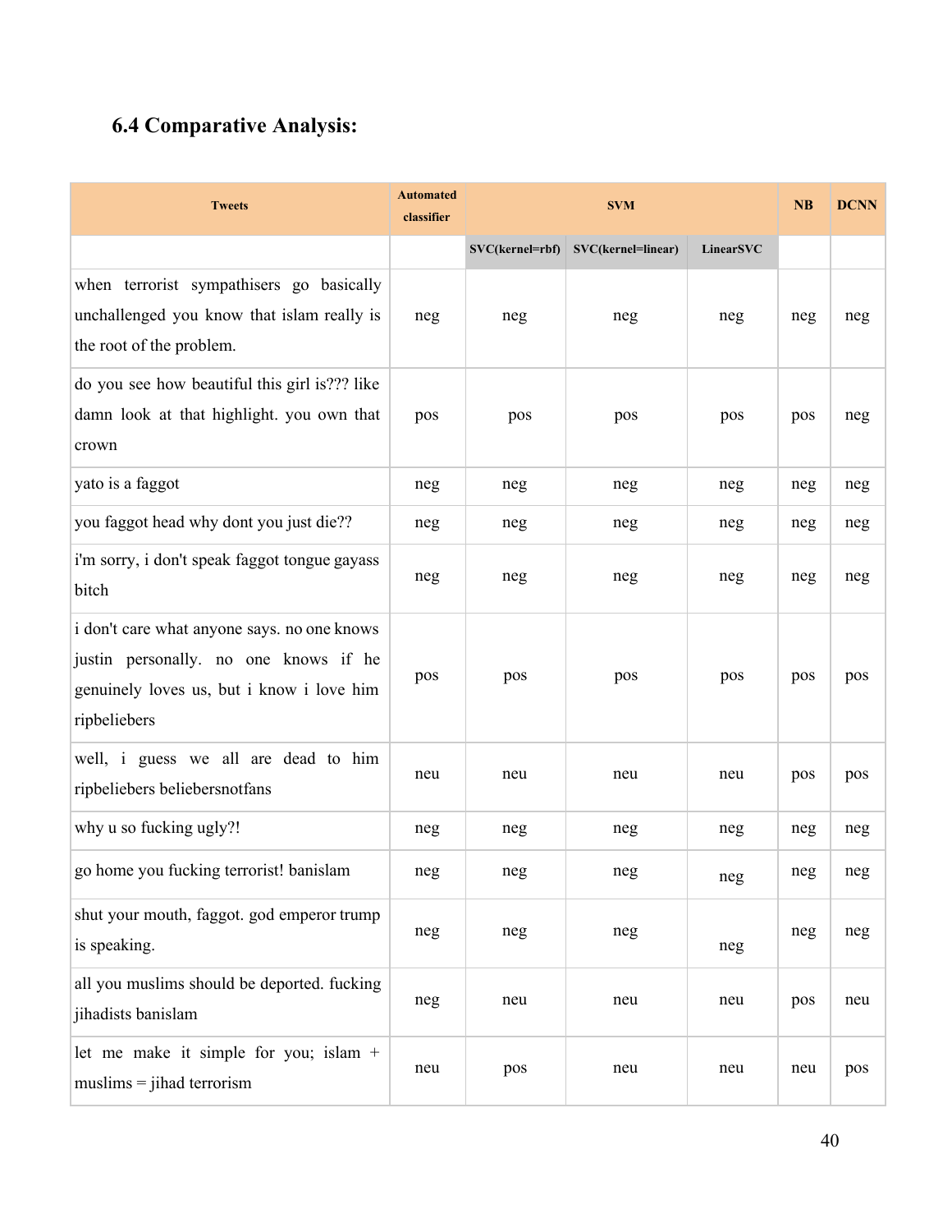### 6.4 Comparative Analysis:

| Tweets | Automated classifier | SVM | | | NB | DCNN |
|---|---|---|---|---|---|---|
| | | SVC(kernel=rbf) | SVC(kernel=linear) | LinearSVC | | |
| when terrorist sympathisers go basically unchallenged you know that islam really is the root of the problem. | neg | neg | neg | neg | neg | neg |
| do you see how beautiful this girl is??? like damn look at that highlight. you own that crown | pos | pos | pos | pos | pos | neg |
| yato is a faggot | neg | neg | neg | neg | neg | neg |
| you faggot head why dont you just die?? | neg | neg | neg | neg | neg | neg |
| i'm sorry, i don't speak faggot tongue gayass bitch | neg | neg | neg | neg | neg | neg |
| i don't care what anyone says. no one knows justin personally. no one knows if he genuinely loves us, but i know i love him ripbeliebers | pos | pos | pos | pos | pos | pos |
| well, i guess we all are dead to him ripbeliebers beliebersnotfans | neu | neu | neu | neu | pos | pos |
| why u so fucking ugly?! | neg | neg | neg | neg | neg | neg |
| go home you fucking terrorist! banislam | neg | neg | neg | neg | neg | neg |
| shut your mouth, faggot. god emperor trump is speaking. | neg | neg | neg | neg | neg | neg |
| all you muslims should be deported. fucking jihadists banislam | neg | neu | neu | neu | pos | neu |
| let me make it simple for you; islam + muslims = jihad terrorism | neu | pos | neu | neu | neu | pos |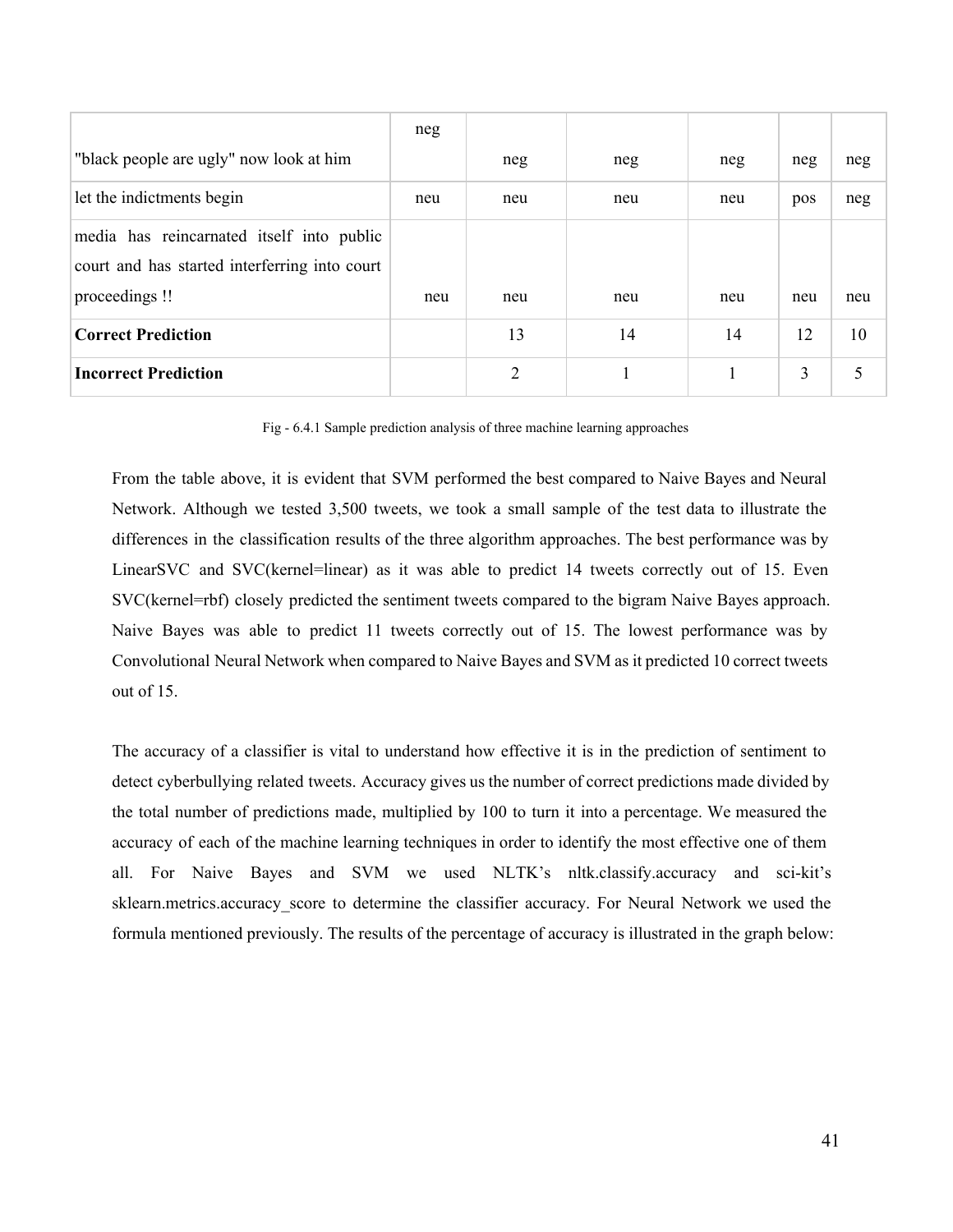| | | | | | | |
|---|---|---|---|---|---|---|
| "black people are ugly" now look at him | neg | neg | neg | neg | neg | neg |
| let the indictments begin | neu | neu | neu | neu | pos | neg |
| media has reincarnated itself into public court and has started interferring into court proceedings !! | neu | neu | neu | neu | neu | neu |
| **Correct Prediction** | | 13 | 14 | 14 | 12 | 10 |
| **Incorrect Prediction** | | 2 | 1 | 1 | 3 | 5 |

Fig - 6.4.1 Sample prediction analysis of three machine learning approaches

From the table above, it is evident that SVM performed the best compared to Naive Bayes and Neural Network. Although we tested 3,500 tweets, we took a small sample of the test data to illustrate the differences in the classification results of the three algorithm approaches. The best performance was by LinearSVC and SVC(kernel=linear) as it was able to predict 14 tweets correctly out of 15. Even SVC(kernel=rbf) closely predicted the sentiment tweets compared to the bigram Naive Bayes approach. Naive Bayes was able to predict 11 tweets correctly out of 15. The lowest performance was by Convolutional Neural Network when compared to Naive Bayes and SVM as it predicted 10 correct tweets out of 15.

The accuracy of a classifier is vital to understand how effective it is in the prediction of sentiment to detect cyberbullying related tweets. Accuracy gives us the number of correct predictions made divided by the total number of predictions made, multiplied by 100 to turn it into a percentage. We measured the accuracy of each of the machine learning techniques in order to identify the most effective one of them all. For Naive Bayes and SVM we used NLTK's nltk.classify.accuracy and sci-kit's sklearn.metrics.accuracy_score to determine the classifier accuracy. For Neural Network we used the formula mentioned previously. The results of the percentage of accuracy is illustrated in the graph below: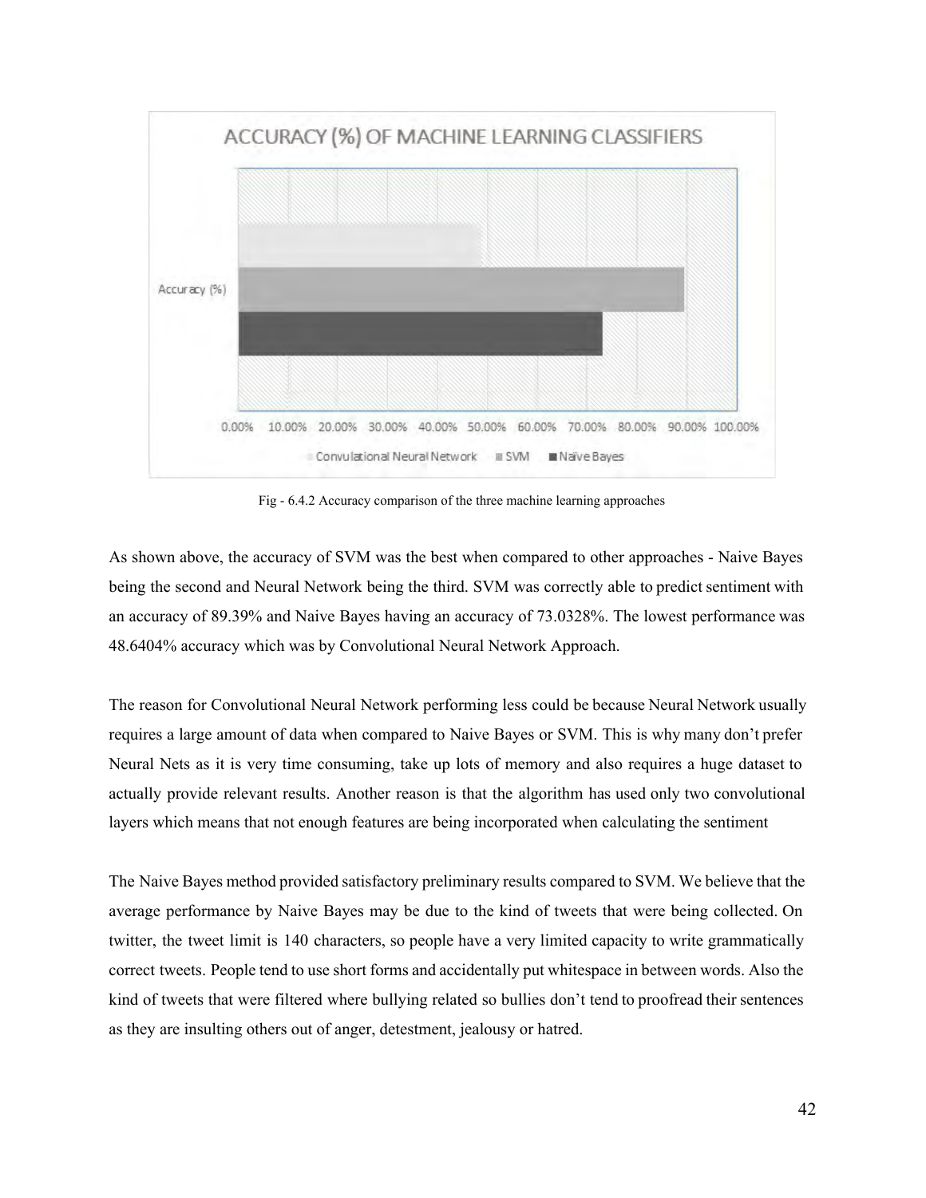Fig - 6.4.2 Accuracy comparison of the three machine learning approaches

As shown above, the accuracy of SVM was the best when compared to other approaches - Naive Bayes being the second and Neural Network being the third. SVM was correctly able to predict sentiment with an accuracy of 89.39% and Naive Bayes having an accuracy of 73.0328%. The lowest performance was 48.6404% accuracy which was by Convolutional Neural Network Approach.

The reason for Convolutional Neural Network performing less could be because Neural Network usually requires a large amount of data when compared to Naive Bayes or SVM. This is why many don't prefer Neural Nets as it is very time consuming, take up lots of memory and also requires a huge dataset to actually provide relevant results. Another reason is that the algorithm has used only two convolutional layers which means that not enough features are being incorporated when calculating the sentiment

The Naive Bayes method provided satisfactory preliminary results compared to SVM. We believe that the average performance by Naive Bayes may be due to the kind of tweets that were being collected. On twitter, the tweet limit is 140 characters, so people have a very limited capacity to write grammatically correct tweets. People tend to use short forms and accidentally put whitespace in between words. Also the kind of tweets that were filtered where bullying related so bullies don't tend to proofread their sentences as they are insulting others out of anger, detestment, jealousy or hatred.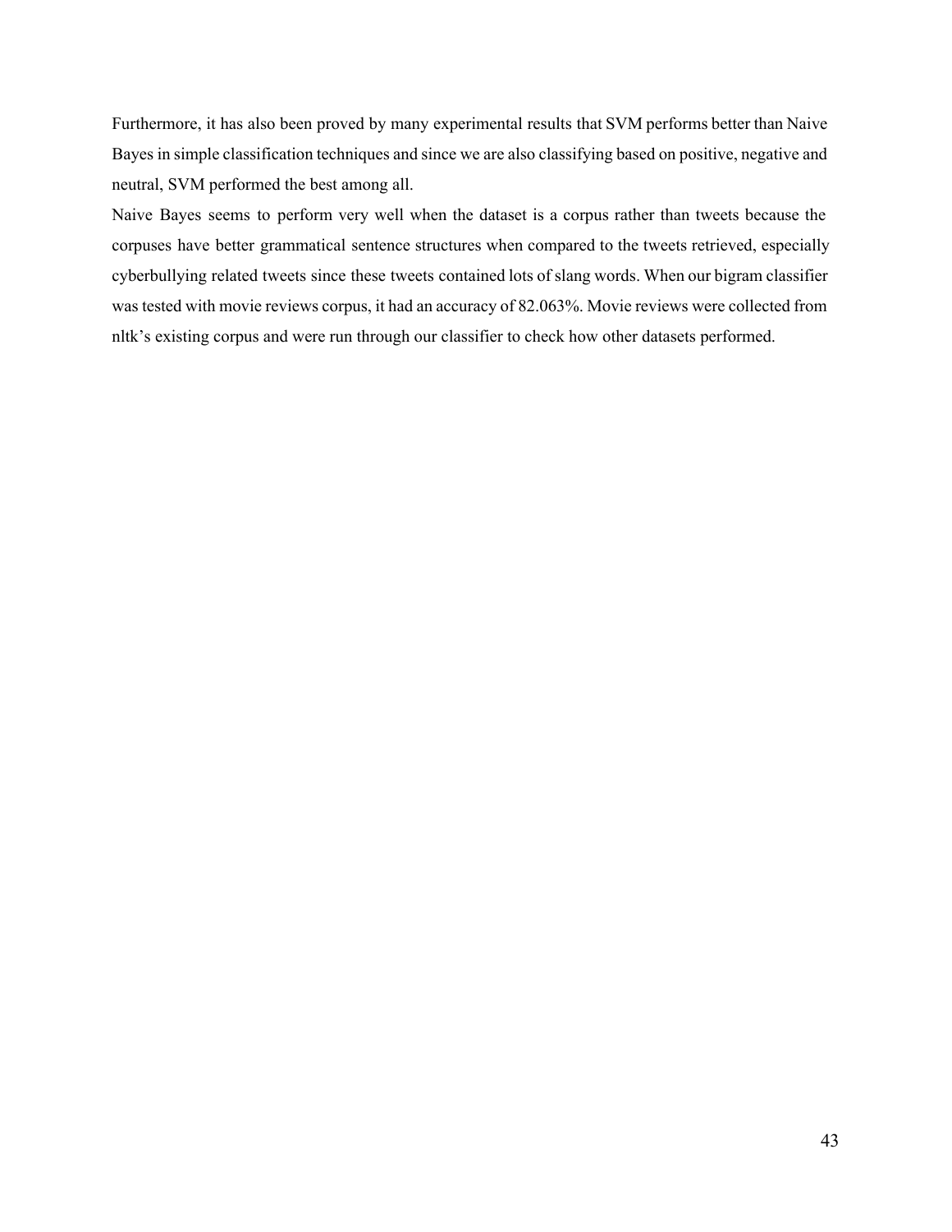Furthermore, it has also been proved by many experimental results that SVM performs better than Naive Bayes in simple classification techniques and since we are also classifying based on positive, negative and neutral, SVM performed the best among all.

Naive Bayes seems to perform very well when the dataset is a corpus rather than tweets because the corpuses have better grammatical sentence structures when compared to the tweets retrieved, especially cyberbullying related tweets since these tweets contained lots of slang words. When our bigram classifier was tested with movie reviews corpus, it had an accuracy of 82.063%. Movie reviews were collected from nltk's existing corpus and were run through our classifier to check how other datasets performed.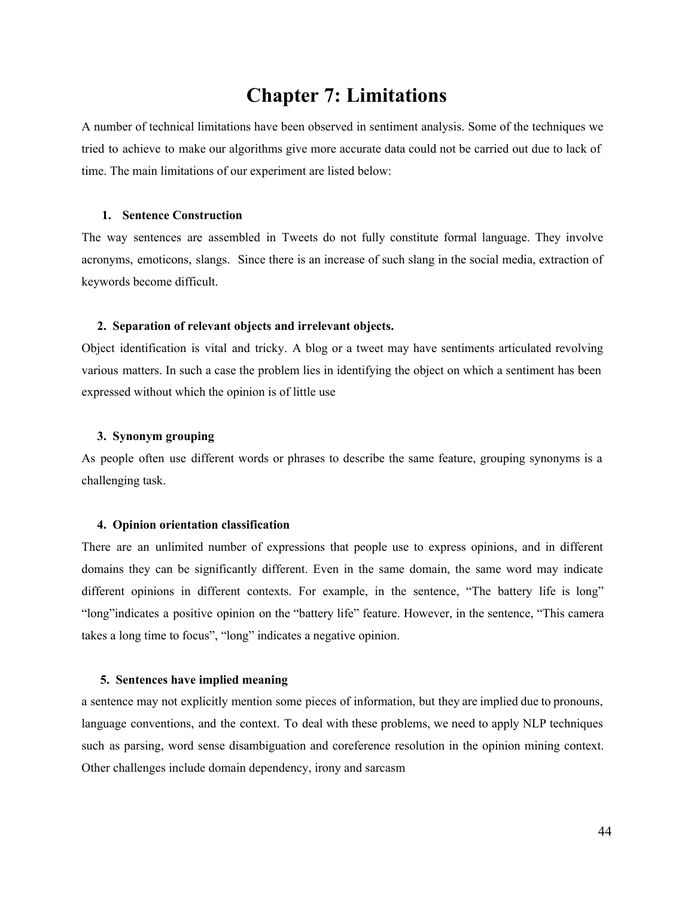# Chapter 7: Limitations

A number of technical limitations have been observed in sentiment analysis. Some of the techniques we tried to achieve to make our algorithms give more accurate data could not be carried out due to lack of time. The main limitations of our experiment are listed below:

**1. Sentence Construction**

The way sentences are assembled in Tweets do not fully constitute formal language. They involve acronyms, emoticons, slangs. Since there is an increase of such slang in the social media, extraction of keywords become difficult.

**2. Separation of relevant objects and irrelevant objects.**

Object identification is vital and tricky. A blog or a tweet may have sentiments articulated revolving various matters. In such a case the problem lies in identifying the object on which a sentiment has been expressed without which the opinion is of little use

**3. Synonym grouping**

As people often use different words or phrases to describe the same feature, grouping synonyms is a challenging task.

**4. Opinion orientation classification**

There are an unlimited number of expressions that people use to express opinions, and in different domains they can be significantly different. Even in the same domain, the same word may indicate different opinions in different contexts. For example, in the sentence, "The battery life is long" "long"indicates a positive opinion on the "battery life" feature. However, in the sentence, "This camera takes a long time to focus", "long" indicates a negative opinion.

**5. Sentences have implied meaning**

a sentence may not explicitly mention some pieces of information, but they are implied due to pronouns, language conventions, and the context. To deal with these problems, we need to apply NLP techniques such as parsing, word sense disambiguation and coreference resolution in the opinion mining context. Other challenges include domain dependency, irony and sarcasm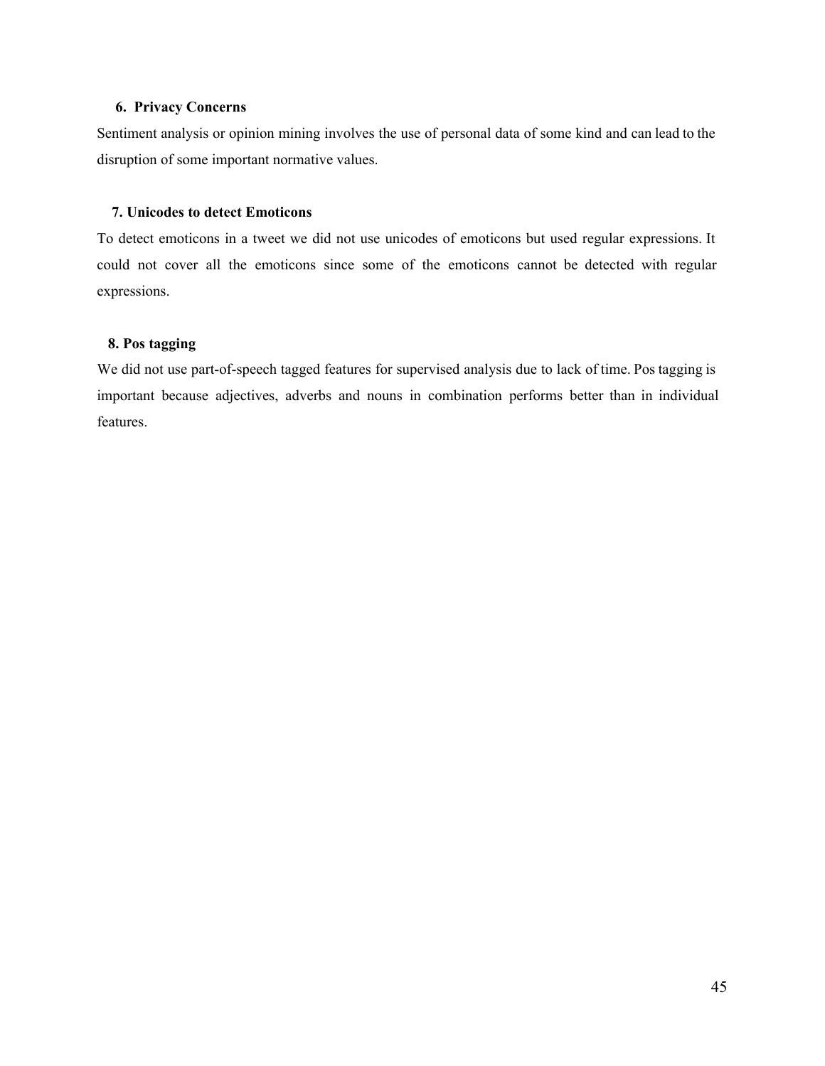**6. Privacy Concerns**

Sentiment analysis or opinion mining involves the use of personal data of some kind and can lead to the disruption of some important normative values.

**7. Unicodes to detect Emoticons**

To detect emoticons in a tweet we did not use unicodes of emoticons but used regular expressions. It could not cover all the emoticons since some of the emoticons cannot be detected with regular expressions.

**8. Pos tagging**

We did not use part-of-speech tagged features for supervised analysis due to lack of time. Pos tagging is important because adjectives, adverbs and nouns in combination performs better than in individual features.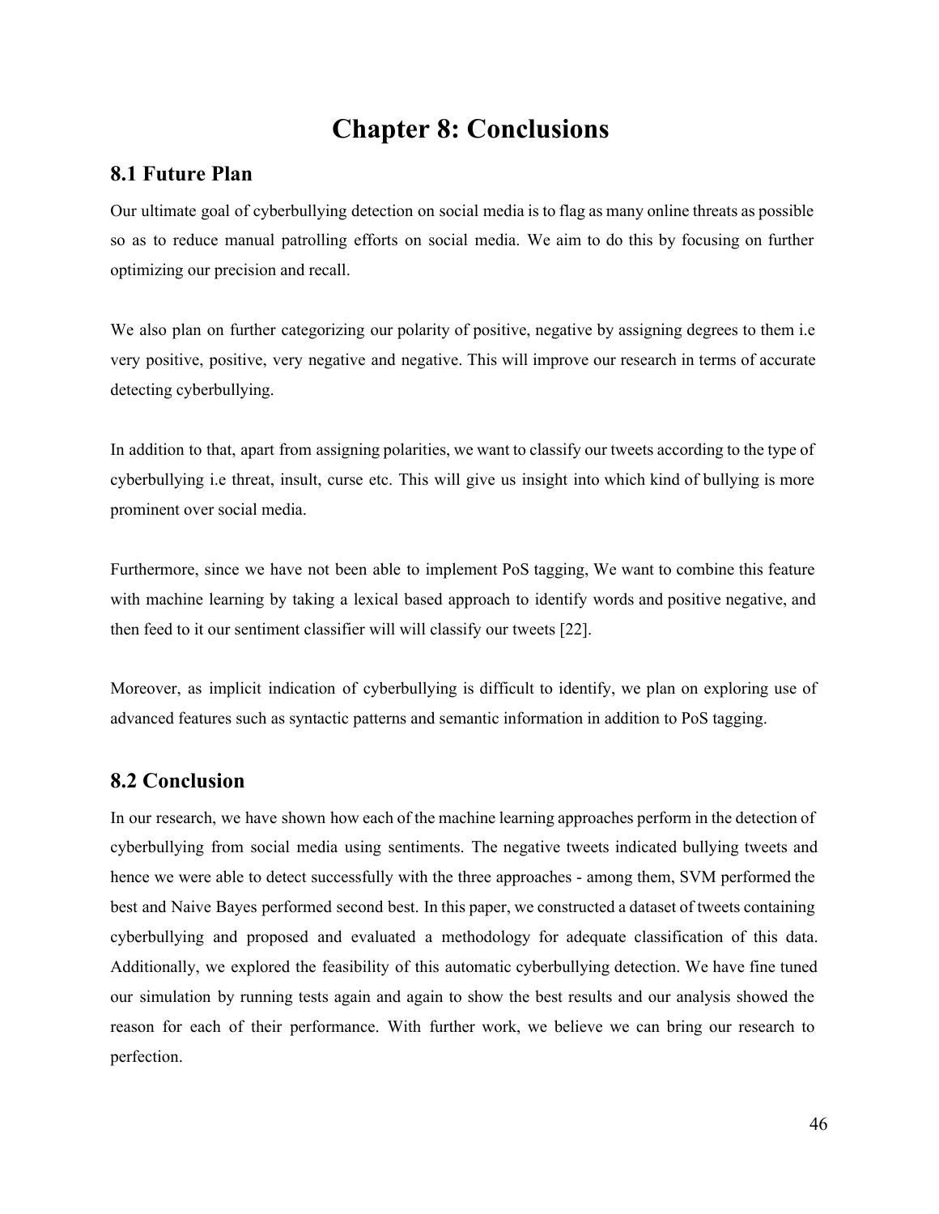# Chapter 8: Conclusions

## 8.1 Future Plan

Our ultimate goal of cyberbullying detection on social media is to flag as many online threats as possible so as to reduce manual patrolling efforts on social media. We aim to do this by focusing on further optimizing our precision and recall.

We also plan on further categorizing our polarity of positive, negative by assigning degrees to them i.e very positive, positive, very negative and negative. This will improve our research in terms of accurate detecting cyberbullying.

In addition to that, apart from assigning polarities, we want to classify our tweets according to the type of cyberbullying i.e threat, insult, curse etc. This will give us insight into which kind of bullying is more prominent over social media.

Furthermore, since we have not been able to implement PoS tagging, We want to combine this feature with machine learning by taking a lexical based approach to identify words and positive negative, and then feed to it our sentiment classifier will will classify our tweets [22].

Moreover, as implicit indication of cyberbullying is difficult to identify, we plan on exploring use of advanced features such as syntactic patterns and semantic information in addition to PoS tagging.

## 8.2 Conclusion

In our research, we have shown how each of the machine learning approaches perform in the detection of cyberbullying from social media using sentiments. The negative tweets indicated bullying tweets and hence we were able to detect successfully with the three approaches - among them, SVM performed the best and Naive Bayes performed second best. In this paper, we constructed a dataset of tweets containing cyberbullying and proposed and evaluated a methodology for adequate classification of this data. Additionally, we explored the feasibility of this automatic cyberbullying detection. We have fine tuned our simulation by running tests again and again to show the best results and our analysis showed the reason for each of their performance. With further work, we believe we can bring our research to perfection.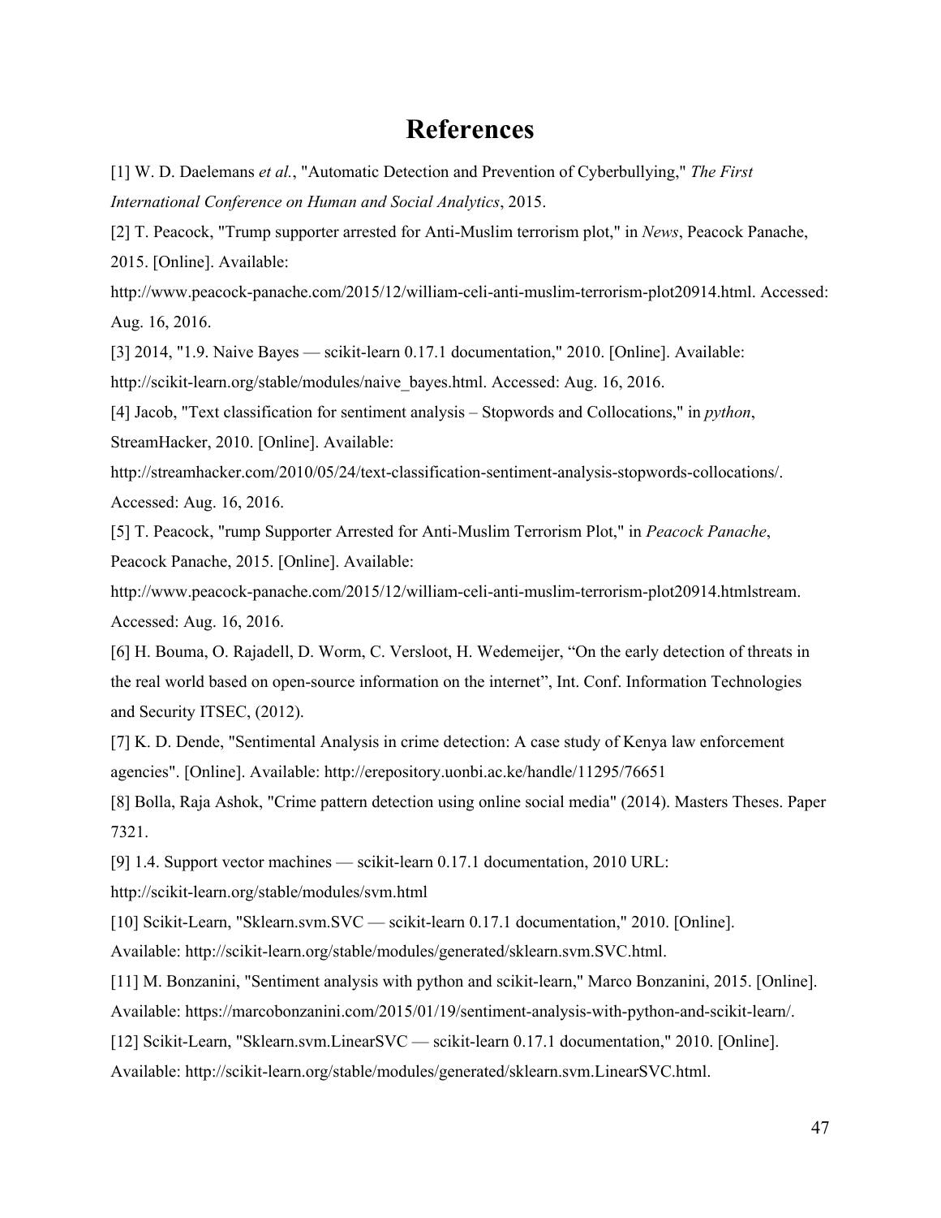# References

[1] W. D. Daelemans *et al.*, "Automatic Detection and Prevention of Cyberbullying," *The First International Conference on Human and Social Analytics*, 2015.

[2] T. Peacock, "Trump supporter arrested for Anti-Muslim terrorism plot," in *News*, Peacock Panache, 2015. [Online]. Available: http://www.peacock-panache.com/2015/12/william-celi-anti-muslim-terrorism-plot20914.html. Accessed: Aug. 16, 2016.

[3] 2014, "1.9. Naive Bayes — scikit-learn 0.17.1 documentation," 2010. [Online]. Available: http://scikit-learn.org/stable/modules/naive_bayes.html. Accessed: Aug. 16, 2016.

[4] Jacob, "Text classification for sentiment analysis – Stopwords and Collocations," in *python*, StreamHacker, 2010. [Online]. Available: http://streamhacker.com/2010/05/24/text-classification-sentiment-analysis-stopwords-collocations/. Accessed: Aug. 16, 2016.

[5] T. Peacock, "rump Supporter Arrested for Anti-Muslim Terrorism Plot," in *Peacock Panache*, Peacock Panache, 2015. [Online]. Available: http://www.peacock-panache.com/2015/12/william-celi-anti-muslim-terrorism-plot20914.htmlstream. Accessed: Aug. 16, 2016.

[6] H. Bouma, O. Rajadell, D. Worm, C. Versloot, H. Wedemeijer, "On the early detection of threats in the real world based on open-source information on the internet", Int. Conf. Information Technologies and Security ITSEC, (2012).

[7] K. D. Dende, "Sentimental Analysis in crime detection: A case study of Kenya law enforcement agencies". [Online]. Available: http://erepository.uonbi.ac.ke/handle/11295/76651

[8] Bolla, Raja Ashok, "Crime pattern detection using online social media" (2014). Masters Theses. Paper 7321.

[9] 1.4. Support vector machines — scikit-learn 0.17.1 documentation, 2010 URL: http://scikit-learn.org/stable/modules/svm.html

[10] Scikit-Learn, "Sklearn.svm.SVC — scikit-learn 0.17.1 documentation," 2010. [Online]. Available: http://scikit-learn.org/stable/modules/generated/sklearn.svm.SVC.html.

[11] M. Bonzanini, "Sentiment analysis with python and scikit-learn," Marco Bonzanini, 2015. [Online]. Available: https://marcobonzanini.com/2015/01/19/sentiment-analysis-with-python-and-scikit-learn/.

[12] Scikit-Learn, "Sklearn.svm.LinearSVC — scikit-learn 0.17.1 documentation," 2010. [Online]. Available: http://scikit-learn.org/stable/modules/generated/sklearn.svm.LinearSVC.html.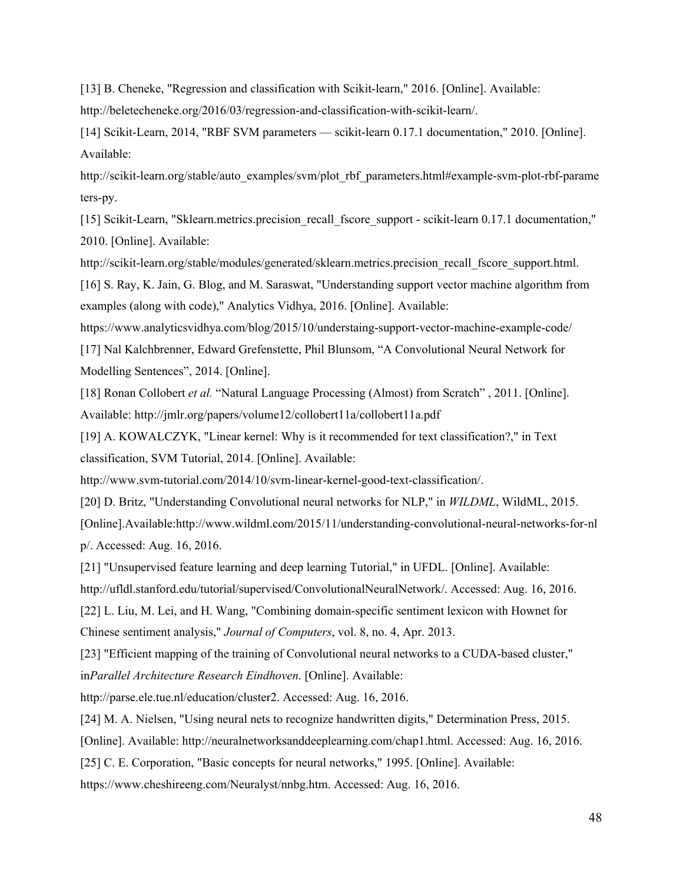[13] B. Cheneke, "Regression and classification with Scikit-learn," 2016. [Online]. Available: http://beletecheneke.org/2016/03/regression-and-classification-with-scikit-learn/.

[14] Scikit-Learn, 2014, "RBF SVM parameters — scikit-learn 0.17.1 documentation," 2010. [Online]. Available: http://scikit-learn.org/stable/auto_examples/svm/plot_rbf_parameters.html#example-svm-plot-rbf-parameters-py.

[15] Scikit-Learn, "Sklearn.metrics.precision_recall_fscore_support - scikit-learn 0.17.1 documentation," 2010. [Online]. Available: http://scikit-learn.org/stable/modules/generated/sklearn.metrics.precision_recall_fscore_support.html.

[16] S. Ray, K. Jain, G. Blog, and M. Saraswat, "Understanding support vector machine algorithm from examples (along with code)," Analytics Vidhya, 2016. [Online]. Available: https://www.analyticsvidhya.com/blog/2015/10/understaing-support-vector-machine-example-code/

[17] Nal Kalchbrenner, Edward Grefenstette, Phil Blunsom, "A Convolutional Neural Network for Modelling Sentences", 2014. [Online].

[18] Ronan Collobert *et al.* "Natural Language Processing (Almost) from Scratch" , 2011. [Online]. Available: http://jmlr.org/papers/volume12/collobert11a/collobert11a.pdf

[19] A. KOWALCZYK, "Linear kernel: Why is it recommended for text classification?," in Text classification, SVM Tutorial, 2014. [Online]. Available: http://www.svm-tutorial.com/2014/10/svm-linear-kernel-good-text-classification/.

[20] D. Britz, "Understanding Convolutional neural networks for NLP," in *WILDML*, WildML, 2015. [Online].Available:http://www.wildml.com/2015/11/understanding-convolutional-neural-networks-for-nlp/. Accessed: Aug. 16, 2016.

[21] "Unsupervised feature learning and deep learning Tutorial," in UFDL. [Online]. Available: http://ufldl.stanford.edu/tutorial/supervised/ConvolutionalNeuralNetwork/. Accessed: Aug. 16, 2016.

[22] L. Liu, M. Lei, and H. Wang, "Combining domain-specific sentiment lexicon with Hownet for Chinese sentiment analysis," *Journal of Computers*, vol. 8, no. 4, Apr. 2013.

[23] "Efficient mapping of the training of Convolutional neural networks to a CUDA-based cluster," in*Parallel Architecture Research Eindhoven*. [Online]. Available: http://parse.ele.tue.nl/education/cluster2. Accessed: Aug. 16, 2016.

[24] M. A. Nielsen, "Using neural nets to recognize handwritten digits," Determination Press, 2015. [Online]. Available: http://neuralnetworksanddeeplearning.com/chap1.html. Accessed: Aug. 16, 2016.

[25] C. E. Corporation, "Basic concepts for neural networks," 1995. [Online]. Available: https://www.cheshireeng.com/Neuralyst/nnbg.htm. Accessed: Aug. 16, 2016.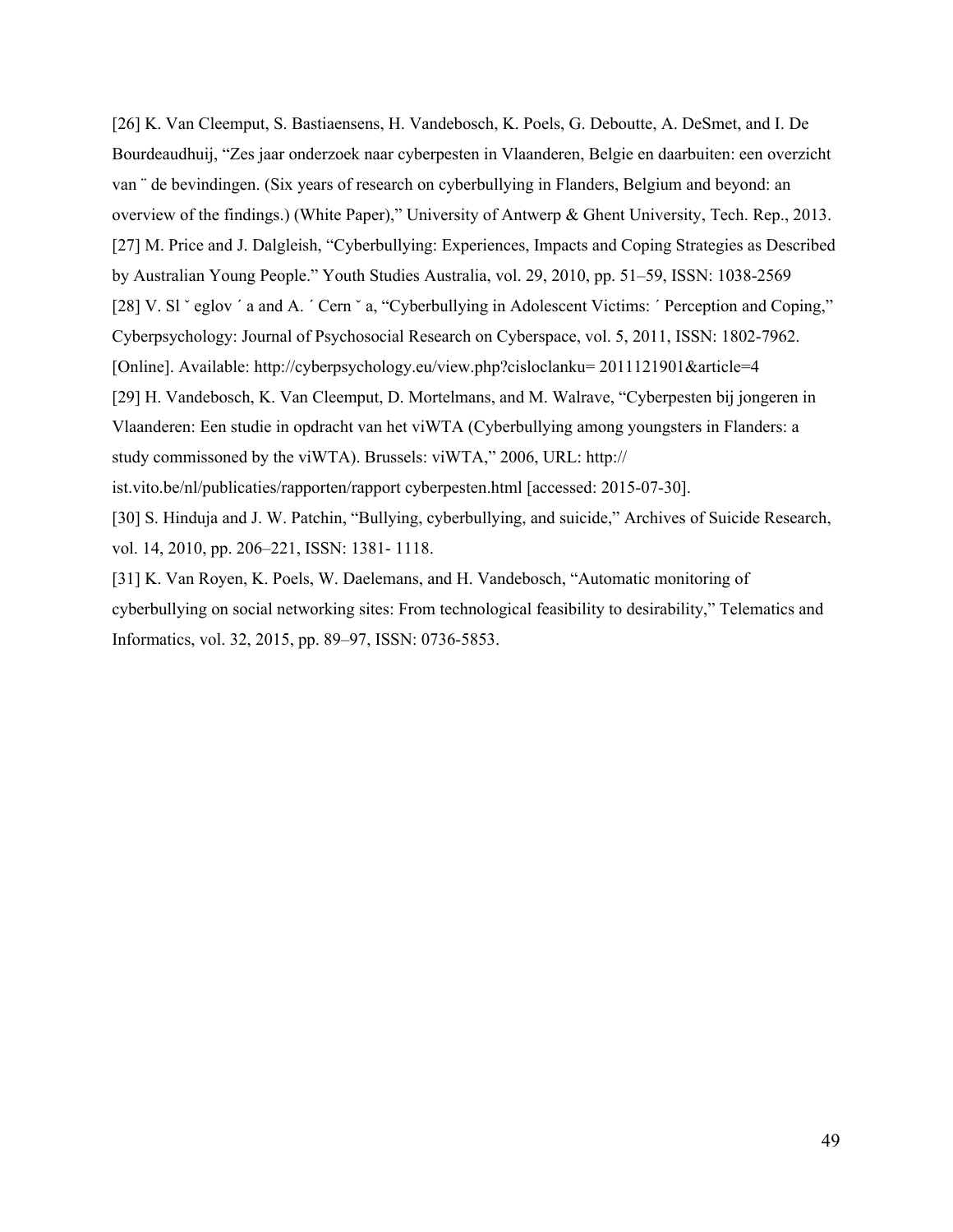[26] K. Van Cleemput, S. Bastiaensens, H. Vandebosch, K. Poels, G. Deboutte, A. DeSmet, and I. De Bourdeaudhuij, "Zes jaar onderzoek naar cyberpesten in Vlaanderen, Belgie en daarbuiten: een overzicht van ¨ de bevindingen. (Six years of research on cyberbullying in Flanders, Belgium and beyond: an overview of the findings.) (White Paper)," University of Antwerp & Ghent University, Tech. Rep., 2013.

[27] M. Price and J. Dalgleish, "Cyberbullying: Experiences, Impacts and Coping Strategies as Described by Australian Young People." Youth Studies Australia, vol. 29, 2010, pp. 51–59, ISSN: 1038-2569

[28] V. Sl ˇ eglov ´ a and A. ´ Cern ˇ a, "Cyberbullying in Adolescent Victims: ´ Perception and Coping," Cyberpsychology: Journal of Psychosocial Research on Cyberspace, vol. 5, 2011, ISSN: 1802-7962. [Online]. Available: http://cyberpsychology.eu/view.php?cisloclanku= 2011121901&article=4

[29] H. Vandebosch, K. Van Cleemput, D. Mortelmans, and M. Walrave, "Cyberpesten bij jongeren in Vlaanderen: Een studie in opdracht van het viWTA (Cyberbullying among youngsters in Flanders: a study commissoned by the viWTA). Brussels: viWTA," 2006, URL: http:// ist.vito.be/nl/publicaties/rapporten/rapport cyberpesten.html [accessed: 2015-07-30].

[30] S. Hinduja and J. W. Patchin, "Bullying, cyberbullying, and suicide," Archives of Suicide Research, vol. 14, 2010, pp. 206–221, ISSN: 1381- 1118.

[31] K. Van Royen, K. Poels, W. Daelemans, and H. Vandebosch, "Automatic monitoring of cyberbullying on social networking sites: From technological feasibility to desirability," Telematics and Informatics, vol. 32, 2015, pp. 89–97, ISSN: 0736-5853.